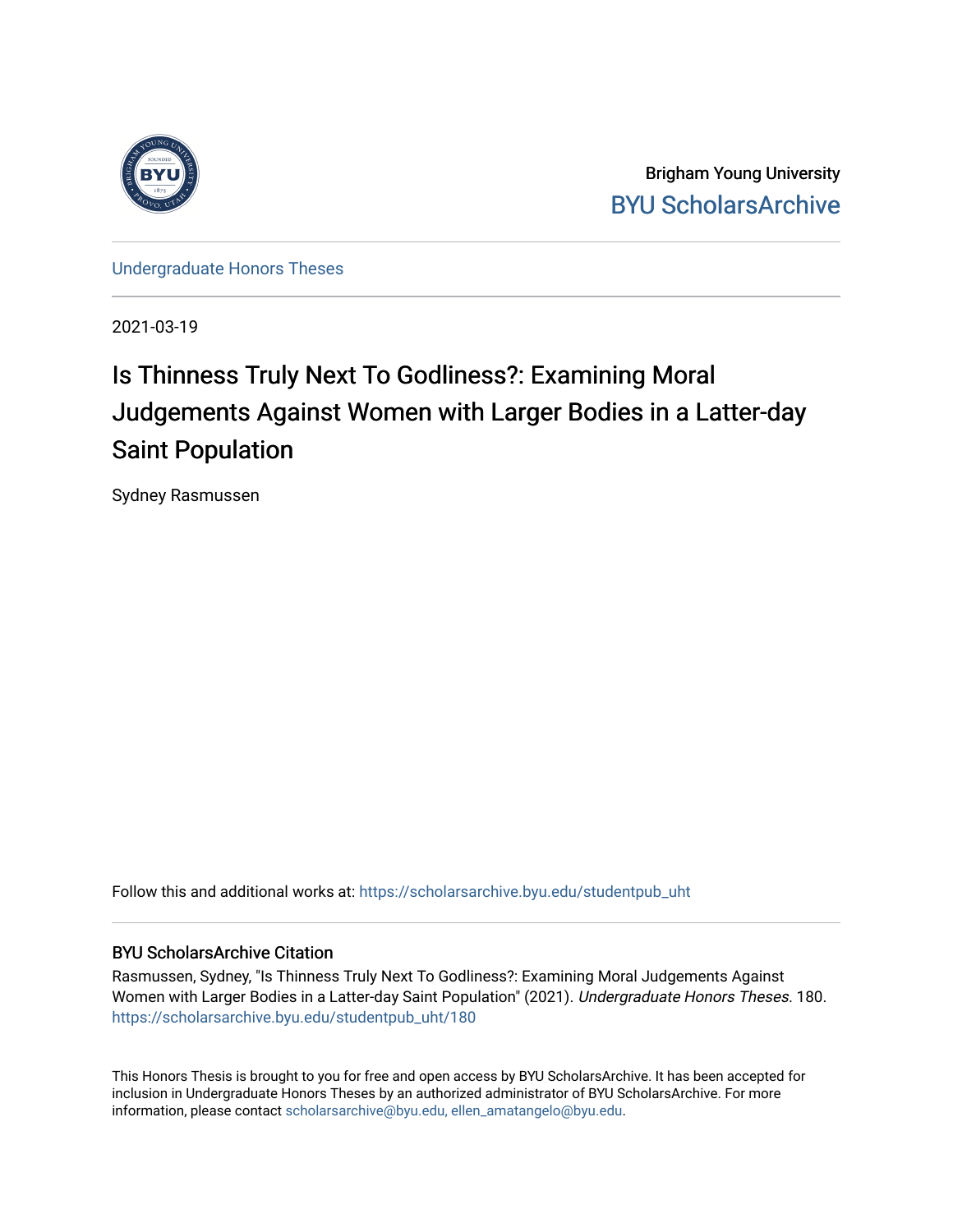Brigham Young University

BYU ScholarsArchive

Undergraduate Honors Theses

2021-03-19

# Is Thinness Truly Next To Godliness?: Examining Moral Judgements Against Women with Larger Bodies in a Latter-day Saint Population

Sydney Rasmussen

Follow this and additional works at: https://scholarsarchive.byu.edu/studentpub_uht

## BYU ScholarsArchive Citation

Rasmussen, Sydney, "Is Thinness Truly Next To Godliness?: Examining Moral Judgements Against Women with Larger Bodies in a Latter-day Saint Population" (2021). *Undergraduate Honors Theses*. 180. https://scholarsarchive.byu.edu/studentpub_uht/180

This Honors Thesis is brought to you for free and open access by BYU ScholarsArchive. It has been accepted for inclusion in Undergraduate Honors Theses by an authorized administrator of BYU ScholarsArchive. For more information, please contact scholarsarchive@byu.edu, ellen_amatangelo@byu.edu.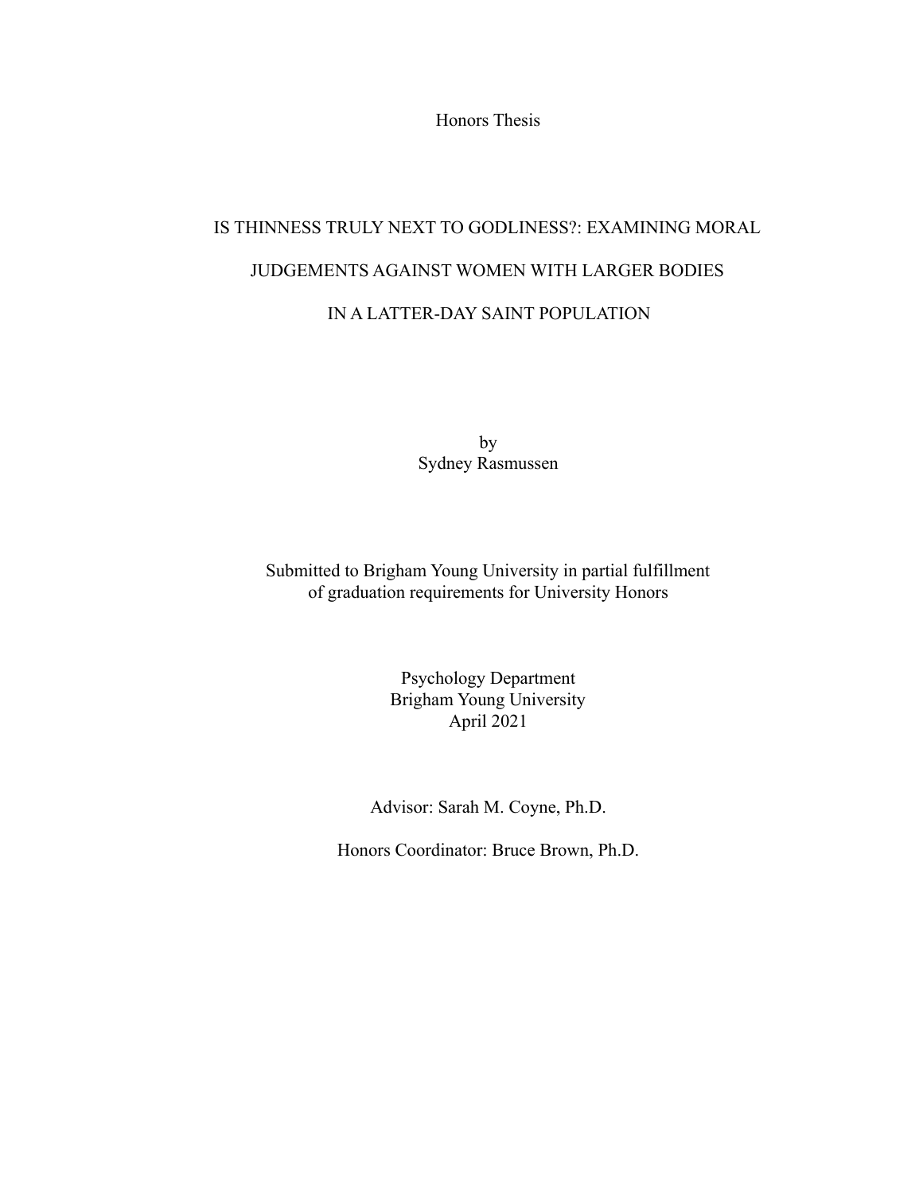Honors Thesis

# IS THINNESS TRULY NEXT TO GODLINESS?: EXAMINING MORAL JUDGEMENTS AGAINST WOMEN WITH LARGER BODIES IN A LATTER-DAY SAINT POPULATION

by
Sydney Rasmussen

Submitted to Brigham Young University in partial fulfillment
of graduation requirements for University Honors

Psychology Department
Brigham Young University
April 2021

Advisor: Sarah M. Coyne, Ph.D.

Honors Coordinator: Bruce Brown, Ph.D.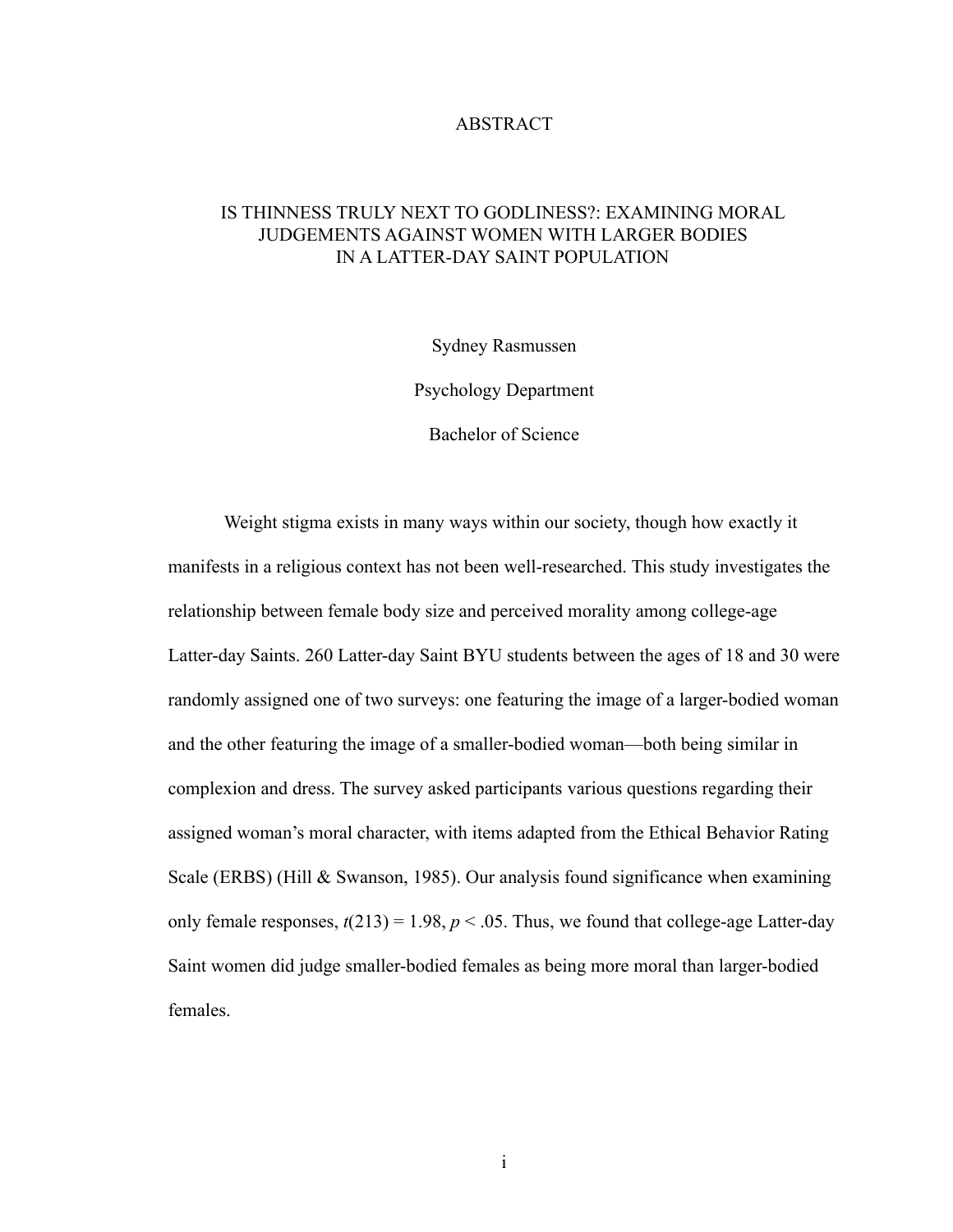# ABSTRACT

## IS THINNESS TRULY NEXT TO GODLINESS?: EXAMINING MORAL JUDGEMENTS AGAINST WOMEN WITH LARGER BODIES IN A LATTER-DAY SAINT POPULATION

Sydney Rasmussen

Psychology Department

Bachelor of Science

Weight stigma exists in many ways within our society, though how exactly it manifests in a religious context has not been well-researched. This study investigates the relationship between female body size and perceived morality among college-age Latter-day Saints. 260 Latter-day Saint BYU students between the ages of 18 and 30 were randomly assigned one of two surveys: one featuring the image of a larger-bodied woman and the other featuring the image of a smaller-bodied woman—both being similar in complexion and dress. The survey asked participants various questions regarding their assigned woman's moral character, with items adapted from the Ethical Behavior Rating Scale (ERBS) (Hill & Swanson, 1985). Our analysis found significance when examining only female responses, $t(213) = 1.98$, $p < .05$. Thus, we found that college-age Latter-day Saint women did judge smaller-bodied females as being more moral than larger-bodied females.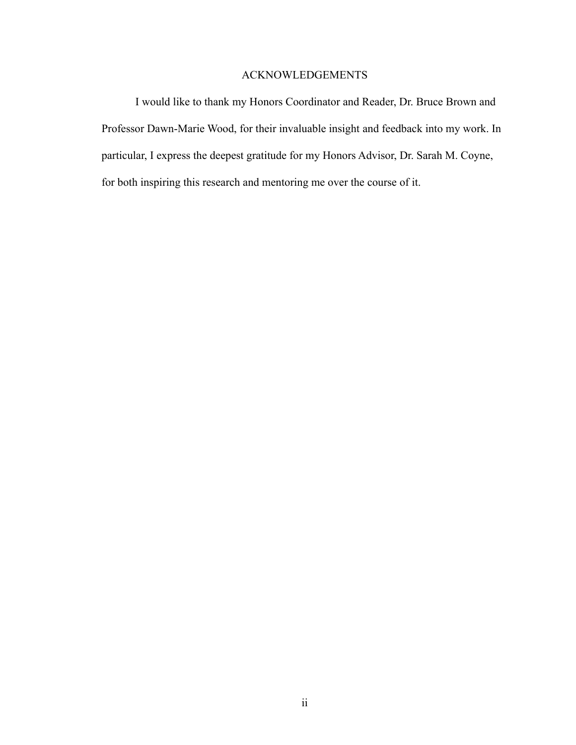# ACKNOWLEDGEMENTS

I would like to thank my Honors Coordinator and Reader, Dr. Bruce Brown and Professor Dawn-Marie Wood, for their invaluable insight and feedback into my work. In particular, I express the deepest gratitude for my Honors Advisor, Dr. Sarah M. Coyne, for both inspiring this research and mentoring me over the course of it.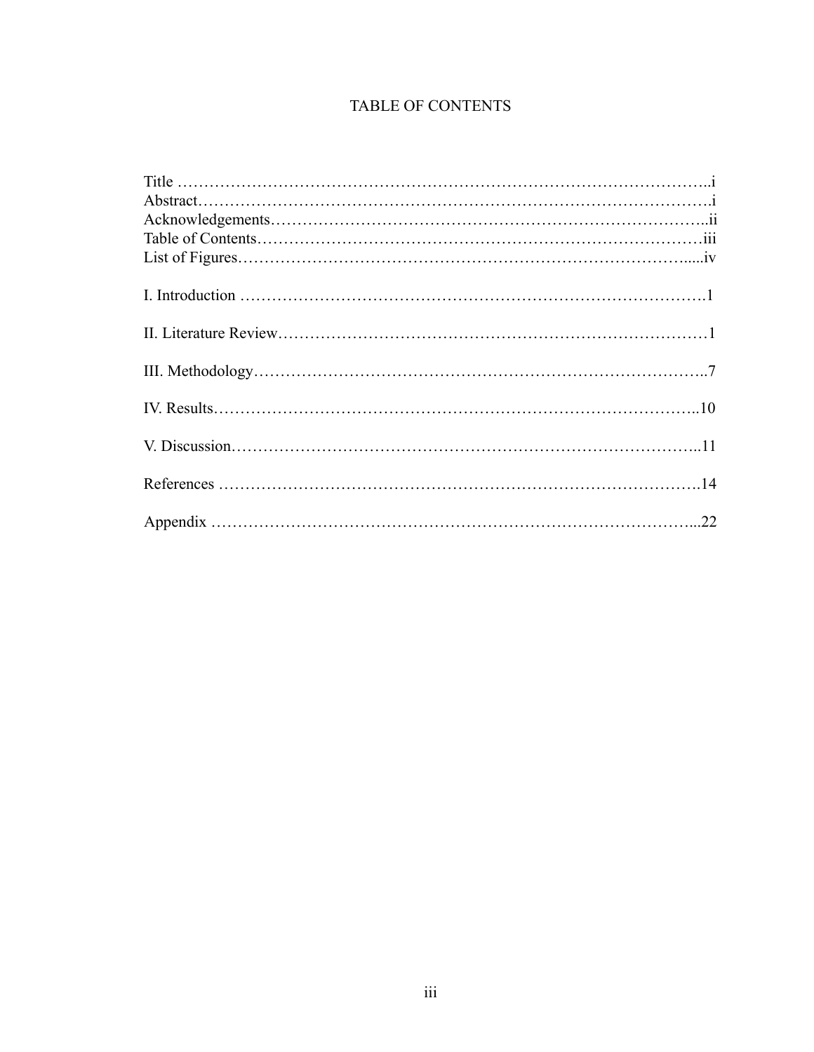# TABLE OF CONTENTS

Title ……………………………………………………………………………………..i
Abstract……………………………………………………………………………….i
Acknowledgements………………………………………………………………………..ii
Table of Contents…………………………………………………………………………iii
List of Figures………………………………………………………………………......iv

I. Introduction …………………………………………………………………………1

II. Literature Review……………………………………………………………………1

III. Methodology………………………………………………………………………..7

IV. Results……………………………………………………………………………..10

V. Discussion…………………………………………………………………………..11

References ……………………………………………………………………………14

Appendix ……………………………………………………………………………...22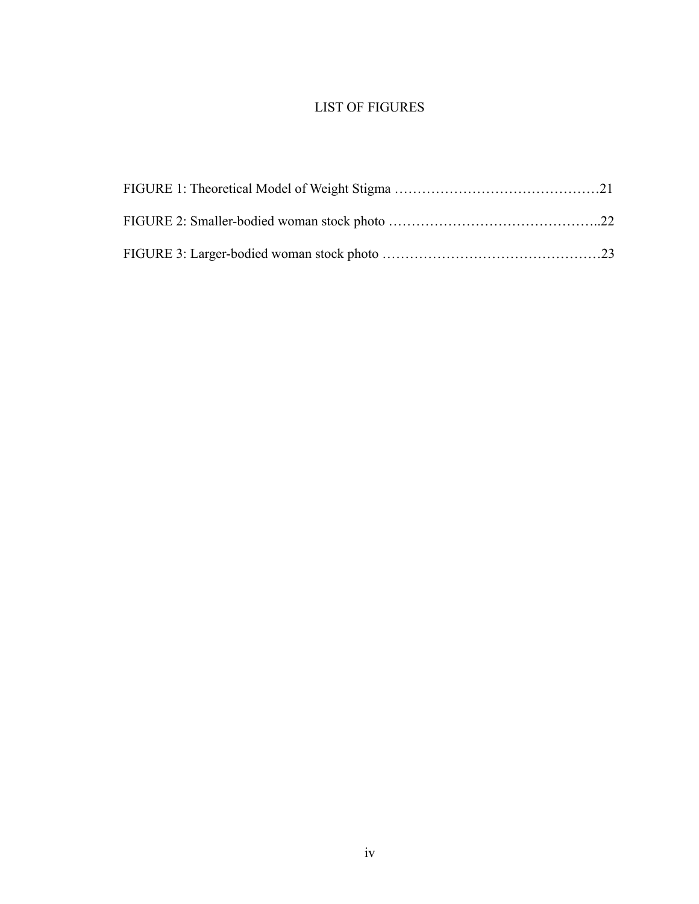# LIST OF FIGURES

FIGURE 1: Theoretical Model of Weight Stigma ……………………………………… 21

FIGURE 2: Smaller-bodied woman stock photo ……………………………………….. 22

FIGURE 3: Larger-bodied woman stock photo ………………………………………… 23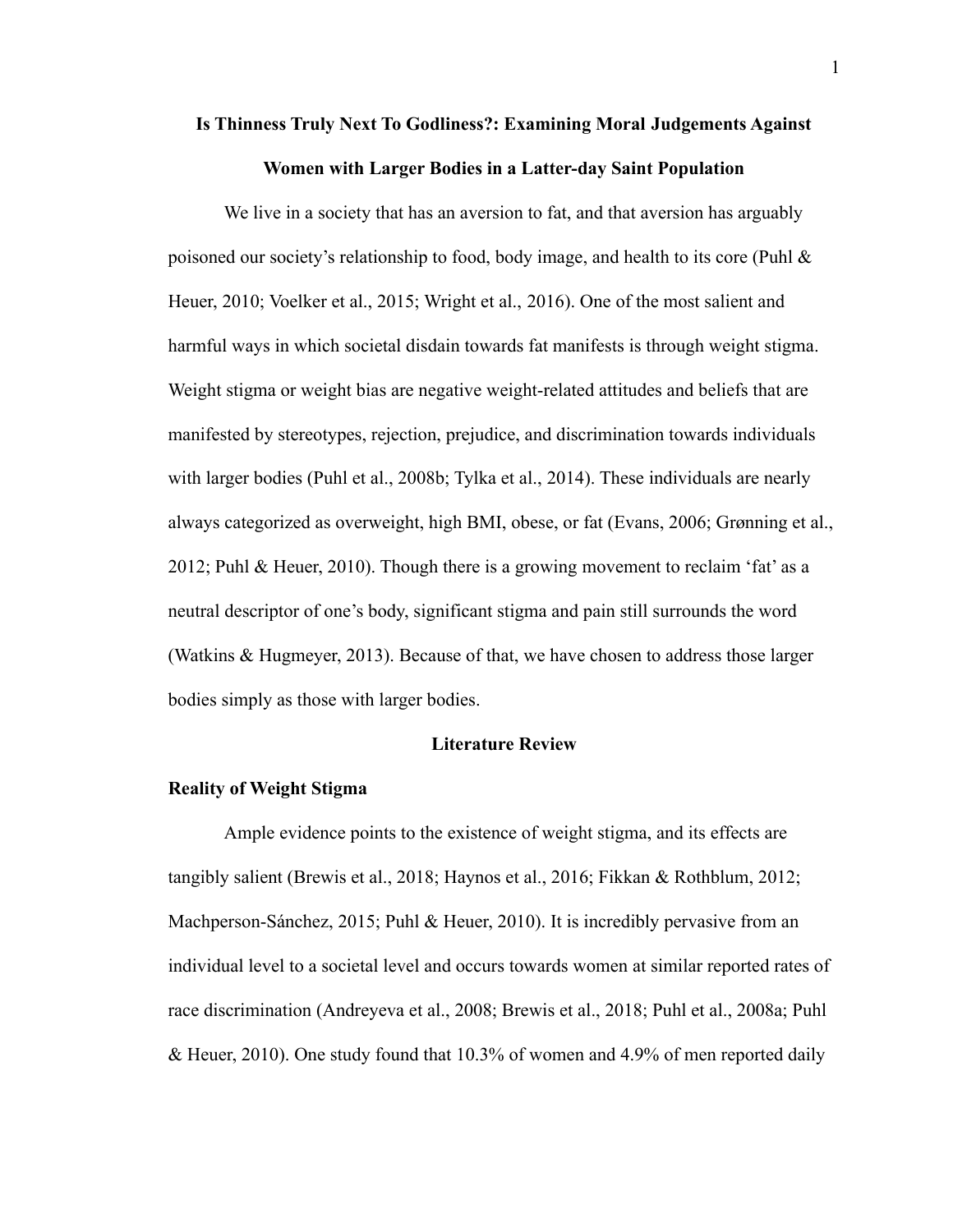# Is Thinness Truly Next To Godliness?: Examining Moral Judgements Against Women with Larger Bodies in a Latter-day Saint Population

We live in a society that has an aversion to fat, and that aversion has arguably poisoned our society's relationship to food, body image, and health to its core (Puhl & Heuer, 2010; Voelker et al., 2015; Wright et al., 2016). One of the most salient and harmful ways in which societal disdain towards fat manifests is through weight stigma. Weight stigma or weight bias are negative weight-related attitudes and beliefs that are manifested by stereotypes, rejection, prejudice, and discrimination towards individuals with larger bodies (Puhl et al., 2008b; Tylka et al., 2014). These individuals are nearly always categorized as overweight, high BMI, obese, or fat (Evans, 2006; Grønning et al., 2012; Puhl & Heuer, 2010). Though there is a growing movement to reclaim 'fat' as a neutral descriptor of one's body, significant stigma and pain still surrounds the word (Watkins & Hugmeyer, 2013). Because of that, we have chosen to address those larger bodies simply as those with larger bodies.

## Literature Review

### Reality of Weight Stigma

Ample evidence points to the existence of weight stigma, and its effects are tangibly salient (Brewis et al., 2018; Haynos et al., 2016; Fikkan & Rothblum, 2012; Machperson-Sánchez, 2015; Puhl & Heuer, 2010). It is incredibly pervasive from an individual level to a societal level and occurs towards women at similar reported rates of race discrimination (Andreyeva et al., 2008; Brewis et al., 2018; Puhl et al., 2008a; Puhl & Heuer, 2010). One study found that 10.3% of women and 4.9% of men reported daily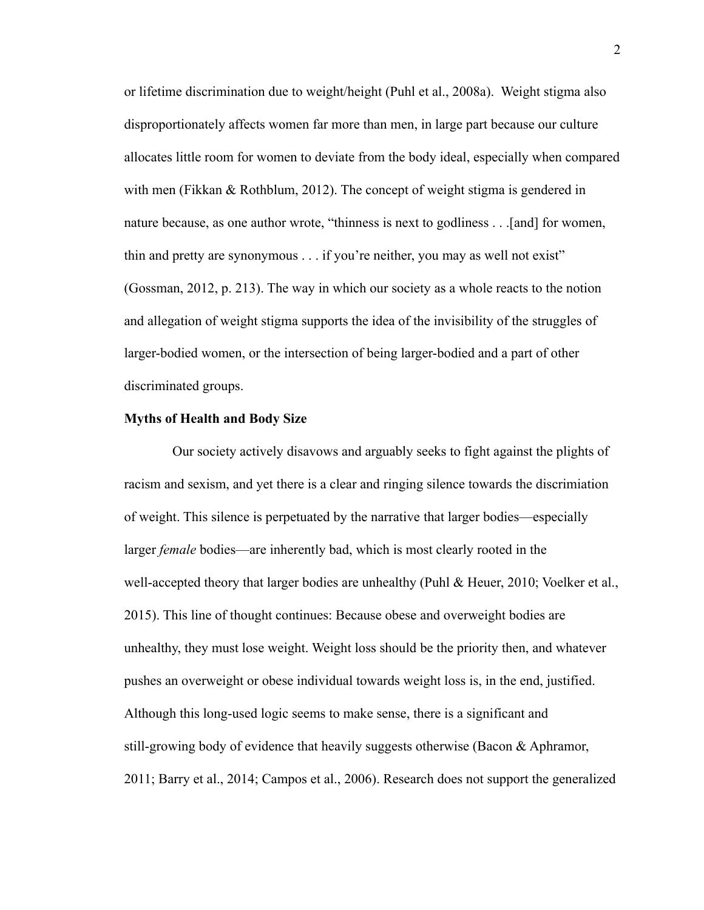or lifetime discrimination due to weight/height (Puhl et al., 2008a). Weight stigma also disproportionately affects women far more than men, in large part because our culture allocates little room for women to deviate from the body ideal, especially when compared with men (Fikkan & Rothblum, 2012). The concept of weight stigma is gendered in nature because, as one author wrote, "thinness is next to godliness . . .[and] for women, thin and pretty are synonymous . . . if you're neither, you may as well not exist" (Gossman, 2012, p. 213). The way in which our society as a whole reacts to the notion and allegation of weight stigma supports the idea of the invisibility of the struggles of larger-bodied women, or the intersection of being larger-bodied and a part of other discriminated groups.

**Myths of Health and Body Size**

Our society actively disavows and arguably seeks to fight against the plights of racism and sexism, and yet there is a clear and ringing silence towards the discrimiation of weight. This silence is perpetuated by the narrative that larger bodies—especially larger *female* bodies—are inherently bad, which is most clearly rooted in the well-accepted theory that larger bodies are unhealthy (Puhl & Heuer, 2010; Voelker et al., 2015). This line of thought continues: Because obese and overweight bodies are unhealthy, they must lose weight. Weight loss should be the priority then, and whatever pushes an overweight or obese individual towards weight loss is, in the end, justified. Although this long-used logic seems to make sense, there is a significant and still-growing body of evidence that heavily suggests otherwise (Bacon & Aphramor, 2011; Barry et al., 2014; Campos et al., 2006). Research does not support the generalized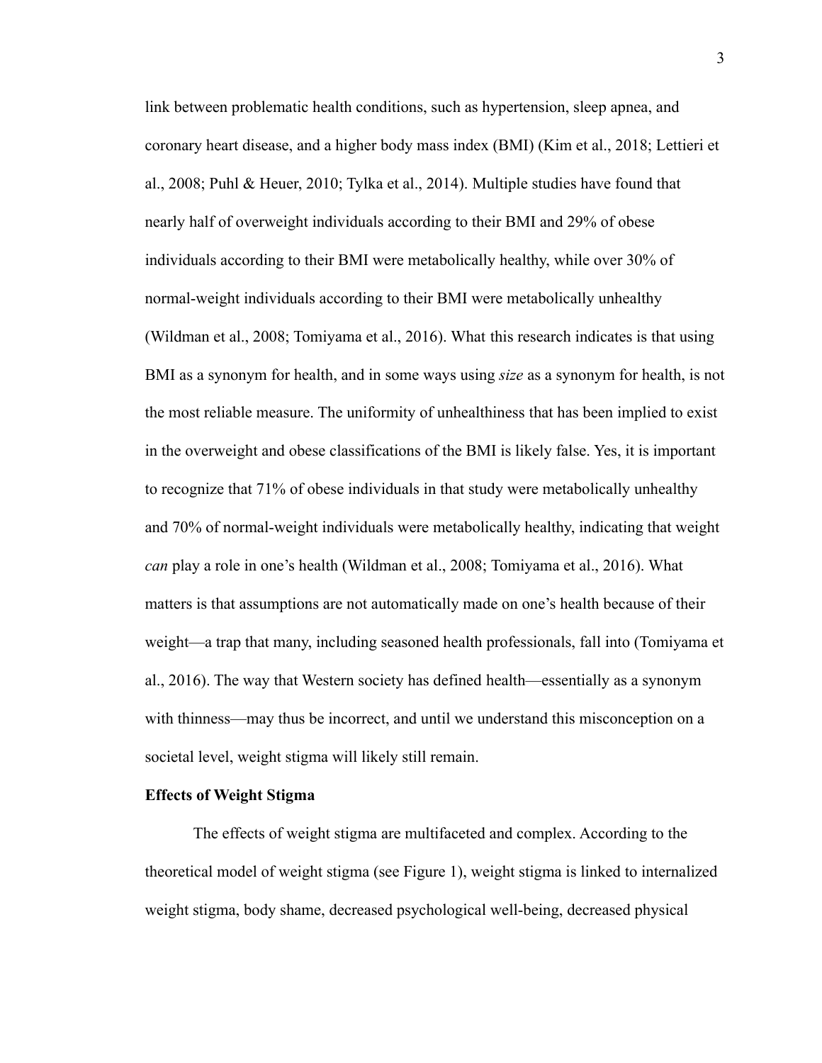link between problematic health conditions, such as hypertension, sleep apnea, and coronary heart disease, and a higher body mass index (BMI) (Kim et al., 2018; Lettieri et al., 2008; Puhl & Heuer, 2010; Tylka et al., 2014). Multiple studies have found that nearly half of overweight individuals according to their BMI and 29% of obese individuals according to their BMI were metabolically healthy, while over 30% of normal-weight individuals according to their BMI were metabolically unhealthy (Wildman et al., 2008; Tomiyama et al., 2016). What this research indicates is that using BMI as a synonym for health, and in some ways using *size* as a synonym for health, is not the most reliable measure. The uniformity of unhealthiness that has been implied to exist in the overweight and obese classifications of the BMI is likely false. Yes, it is important to recognize that 71% of obese individuals in that study were metabolically unhealthy and 70% of normal-weight individuals were metabolically healthy, indicating that weight *can* play a role in one's health (Wildman et al., 2008; Tomiyama et al., 2016). What matters is that assumptions are not automatically made on one's health because of their weight—a trap that many, including seasoned health professionals, fall into (Tomiyama et al., 2016). The way that Western society has defined health—essentially as a synonym with thinness—may thus be incorrect, and until we understand this misconception on a societal level, weight stigma will likely still remain.

**Effects of Weight Stigma**

The effects of weight stigma are multifaceted and complex. According to the theoretical model of weight stigma (see Figure 1), weight stigma is linked to internalized weight stigma, body shame, decreased psychological well-being, decreased physical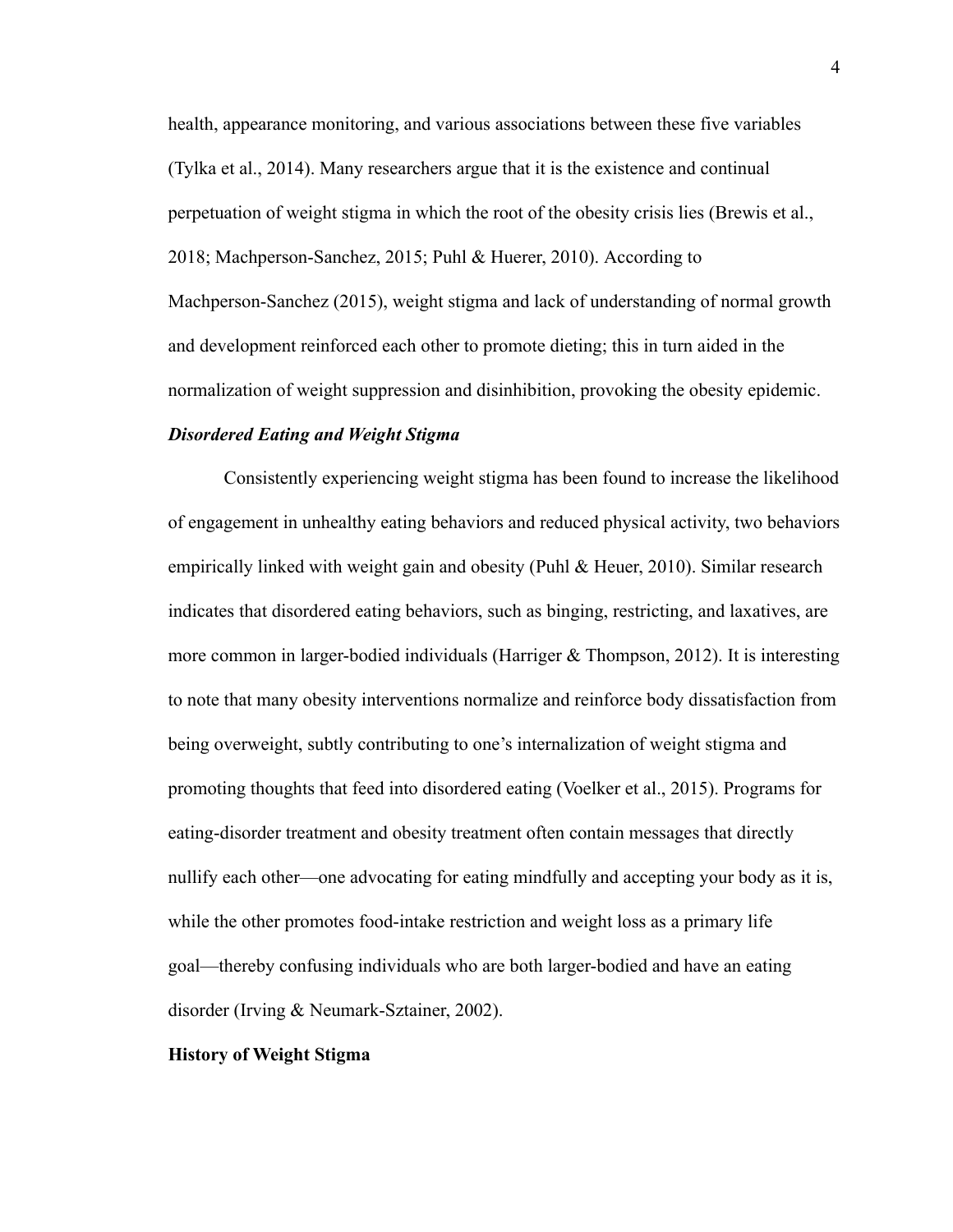health, appearance monitoring, and various associations between these five variables (Tylka et al., 2014). Many researchers argue that it is the existence and continual perpetuation of weight stigma in which the root of the obesity crisis lies (Brewis et al., 2018; Machperson-Sanchez, 2015; Puhl & Huerer, 2010). According to Machperson-Sanchez (2015), weight stigma and lack of understanding of normal growth and development reinforced each other to promote dieting; this in turn aided in the normalization of weight suppression and disinhibition, provoking the obesity epidemic.

### *Disordered Eating and Weight Stigma*

Consistently experiencing weight stigma has been found to increase the likelihood of engagement in unhealthy eating behaviors and reduced physical activity, two behaviors empirically linked with weight gain and obesity (Puhl & Heuer, 2010). Similar research indicates that disordered eating behaviors, such as binging, restricting, and laxatives, are more common in larger-bodied individuals (Harriger & Thompson, 2012). It is interesting to note that many obesity interventions normalize and reinforce body dissatisfaction from being overweight, subtly contributing to one's internalization of weight stigma and promoting thoughts that feed into disordered eating (Voelker et al., 2015). Programs for eating-disorder treatment and obesity treatment often contain messages that directly nullify each other—one advocating for eating mindfully and accepting your body as it is, while the other promotes food-intake restriction and weight loss as a primary life goal—thereby confusing individuals who are both larger-bodied and have an eating disorder (Irving & Neumark-Sztainer, 2002).

## **History of Weight Stigma**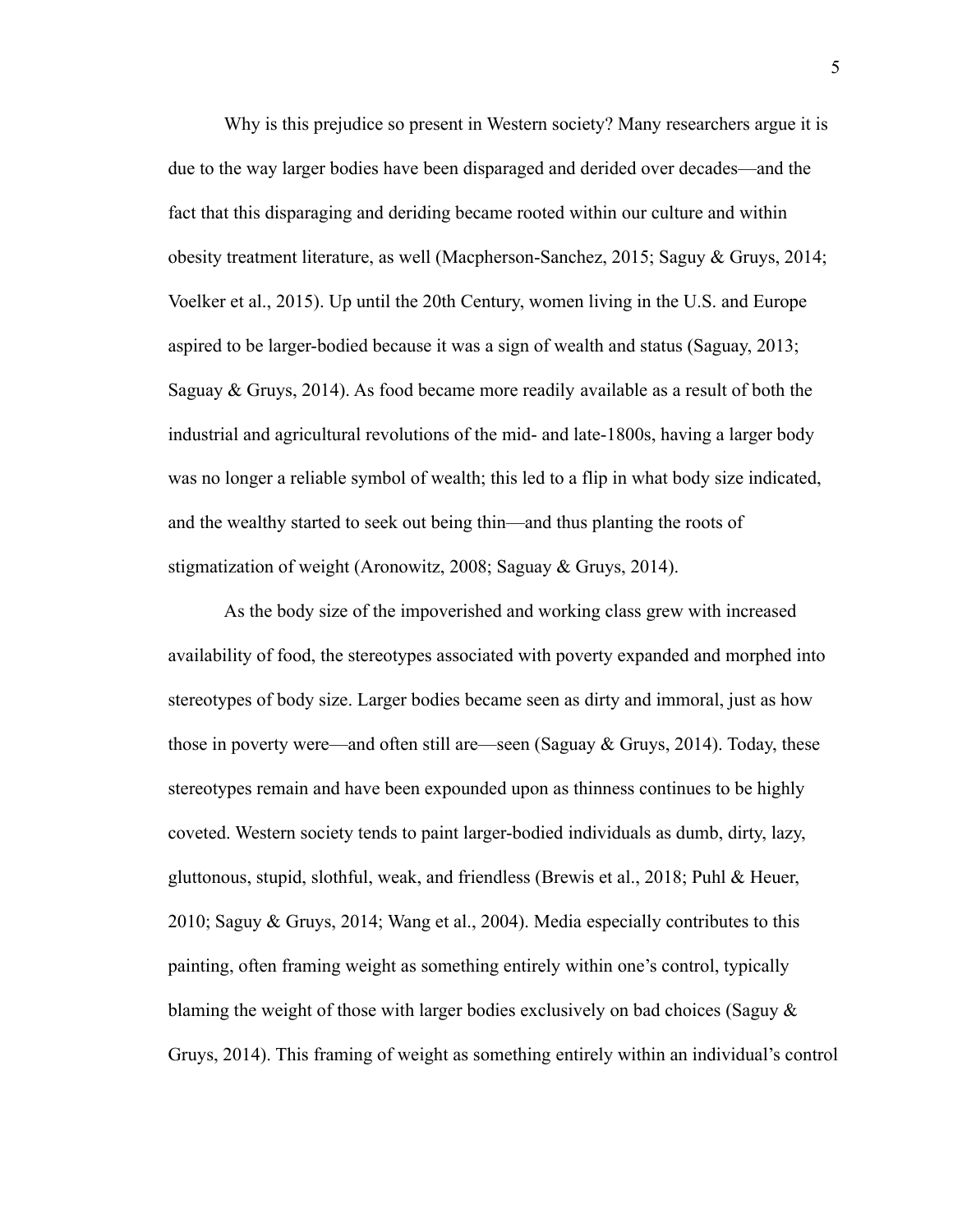Why is this prejudice so present in Western society? Many researchers argue it is due to the way larger bodies have been disparaged and derided over decades—and the fact that this disparaging and deriding became rooted within our culture and within obesity treatment literature, as well (Macpherson-Sanchez, 2015; Saguy & Gruys, 2014; Voelker et al., 2015). Up until the 20th Century, women living in the U.S. and Europe aspired to be larger-bodied because it was a sign of wealth and status (Saguay, 2013; Saguay & Gruys, 2014). As food became more readily available as a result of both the industrial and agricultural revolutions of the mid- and late-1800s, having a larger body was no longer a reliable symbol of wealth; this led to a flip in what body size indicated, and the wealthy started to seek out being thin—and thus planting the roots of stigmatization of weight (Aronowitz, 2008; Saguay & Gruys, 2014).

As the body size of the impoverished and working class grew with increased availability of food, the stereotypes associated with poverty expanded and morphed into stereotypes of body size. Larger bodies became seen as dirty and immoral, just as how those in poverty were—and often still are—seen (Saguay & Gruys, 2014). Today, these stereotypes remain and have been expounded upon as thinness continues to be highly coveted. Western society tends to paint larger-bodied individuals as dumb, dirty, lazy, gluttonous, stupid, slothful, weak, and friendless (Brewis et al., 2018; Puhl & Heuer, 2010; Saguy & Gruys, 2014; Wang et al., 2004). Media especially contributes to this painting, often framing weight as something entirely within one's control, typically blaming the weight of those with larger bodies exclusively on bad choices (Saguy & Gruys, 2014). This framing of weight as something entirely within an individual's control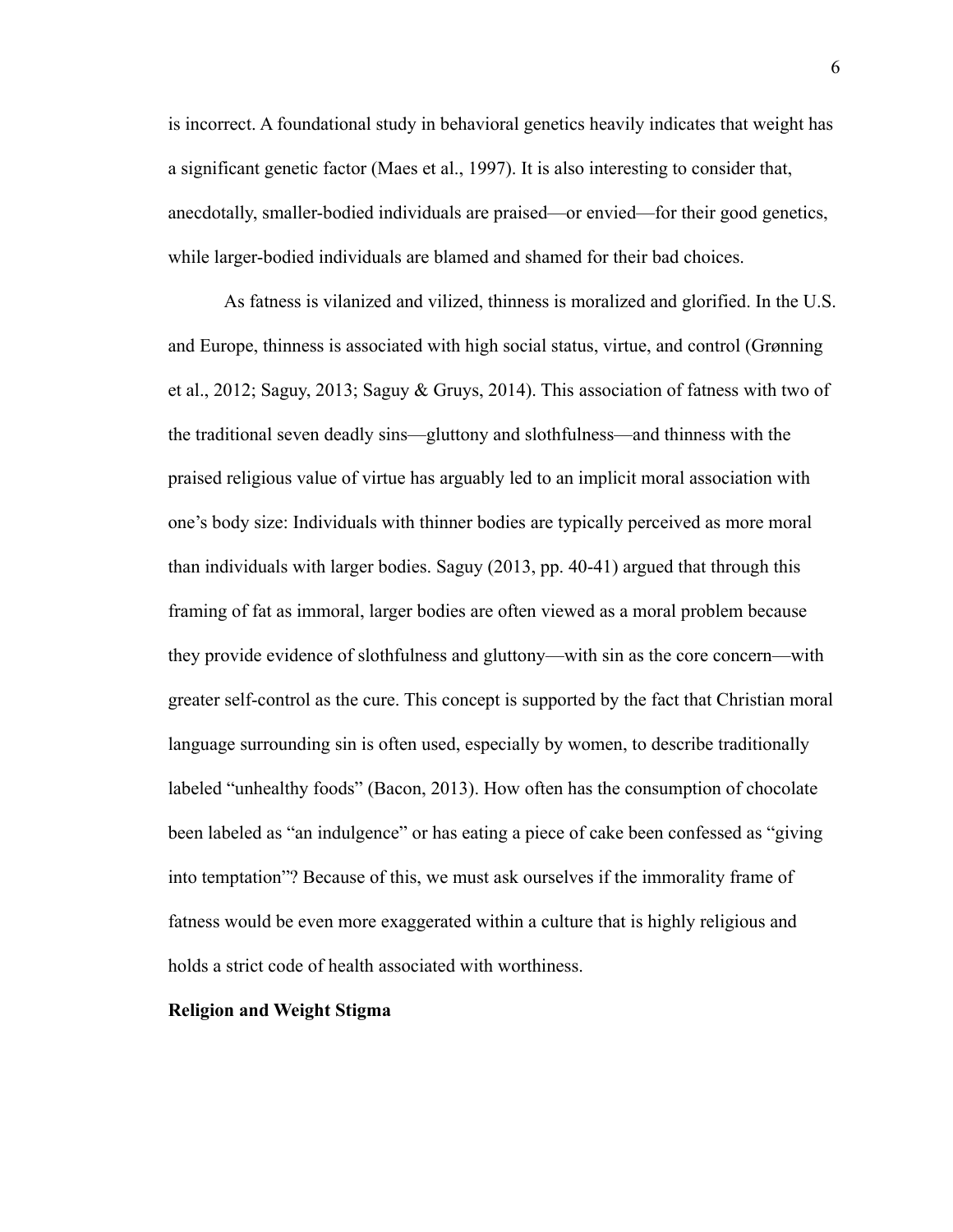is incorrect. A foundational study in behavioral genetics heavily indicates that weight has a significant genetic factor (Maes et al., 1997). It is also interesting to consider that, anecdotally, smaller-bodied individuals are praised—or envied—for their good genetics, while larger-bodied individuals are blamed and shamed for their bad choices.

As fatness is vilanized and vilized, thinness is moralized and glorified. In the U.S. and Europe, thinness is associated with high social status, virtue, and control (Grønning et al., 2012; Saguy, 2013; Saguy & Gruys, 2014). This association of fatness with two of the traditional seven deadly sins—gluttony and slothfulness—and thinness with the praised religious value of virtue has arguably led to an implicit moral association with one's body size: Individuals with thinner bodies are typically perceived as more moral than individuals with larger bodies. Saguy (2013, pp. 40-41) argued that through this framing of fat as immoral, larger bodies are often viewed as a moral problem because they provide evidence of slothfulness and gluttony—with sin as the core concern—with greater self-control as the cure. This concept is supported by the fact that Christian moral language surrounding sin is often used, especially by women, to describe traditionally labeled "unhealthy foods" (Bacon, 2013). How often has the consumption of chocolate been labeled as "an indulgence" or has eating a piece of cake been confessed as "giving into temptation"? Because of this, we must ask ourselves if the immorality frame of fatness would be even more exaggerated within a culture that is highly religious and holds a strict code of health associated with worthiness.

**Religion and Weight Stigma**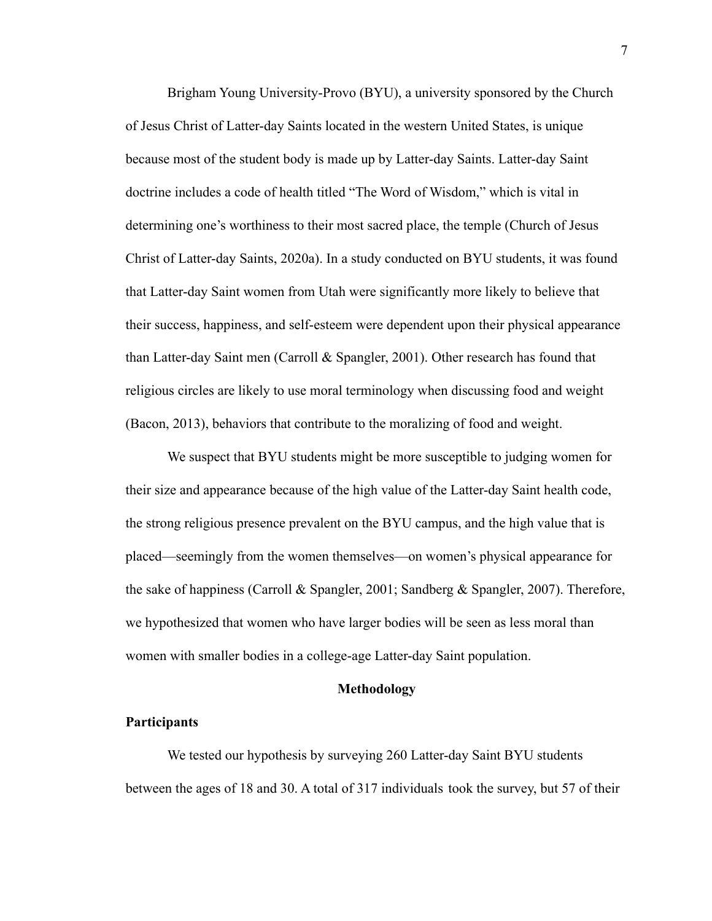Brigham Young University-Provo (BYU), a university sponsored by the Church of Jesus Christ of Latter-day Saints located in the western United States, is unique because most of the student body is made up by Latter-day Saints. Latter-day Saint doctrine includes a code of health titled "The Word of Wisdom," which is vital in determining one's worthiness to their most sacred place, the temple (Church of Jesus Christ of Latter-day Saints, 2020a). In a study conducted on BYU students, it was found that Latter-day Saint women from Utah were significantly more likely to believe that their success, happiness, and self-esteem were dependent upon their physical appearance than Latter-day Saint men (Carroll & Spangler, 2001). Other research has found that religious circles are likely to use moral terminology when discussing food and weight (Bacon, 2013), behaviors that contribute to the moralizing of food and weight.

We suspect that BYU students might be more susceptible to judging women for their size and appearance because of the high value of the Latter-day Saint health code, the strong religious presence prevalent on the BYU campus, and the high value that is placed—seemingly from the women themselves—on women's physical appearance for the sake of happiness (Carroll & Spangler, 2001; Sandberg & Spangler, 2007). Therefore, we hypothesized that women who have larger bodies will be seen as less moral than women with smaller bodies in a college-age Latter-day Saint population.

## Methodology

### Participants

We tested our hypothesis by surveying 260 Latter-day Saint BYU students between the ages of 18 and 30. A total of 317 individuals took the survey, but 57 of their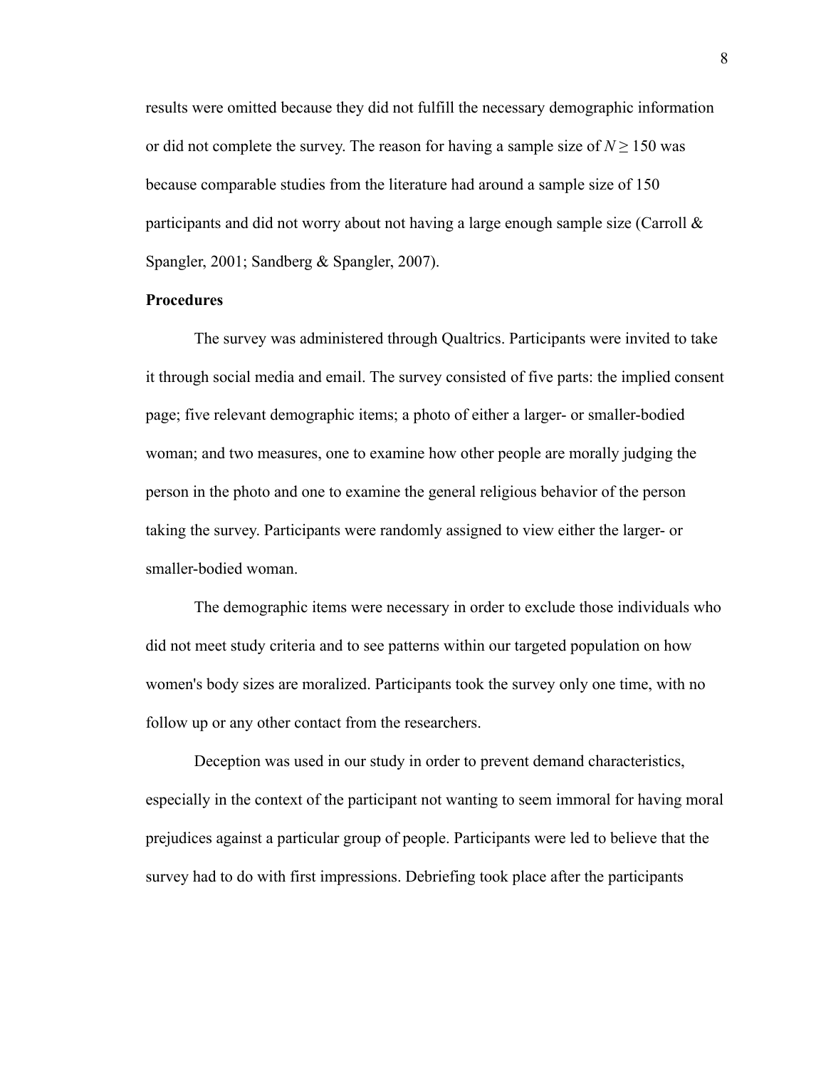results were omitted because they did not fulfill the necessary demographic information or did not complete the survey. The reason for having a sample size of $N \geq 150$ was because comparable studies from the literature had around a sample size of 150 participants and did not worry about not having a large enough sample size (Carroll & Spangler, 2001; Sandberg & Spangler, 2007).

**Procedures**

The survey was administered through Qualtrics. Participants were invited to take it through social media and email. The survey consisted of five parts: the implied consent page; five relevant demographic items; a photo of either a larger- or smaller-bodied woman; and two measures, one to examine how other people are morally judging the person in the photo and one to examine the general religious behavior of the person taking the survey. Participants were randomly assigned to view either the larger- or smaller-bodied woman.

The demographic items were necessary in order to exclude those individuals who did not meet study criteria and to see patterns within our targeted population on how women's body sizes are moralized. Participants took the survey only one time, with no follow up or any other contact from the researchers.

Deception was used in our study in order to prevent demand characteristics, especially in the context of the participant not wanting to seem immoral for having moral prejudices against a particular group of people. Participants were led to believe that the survey had to do with first impressions. Debriefing took place after the participants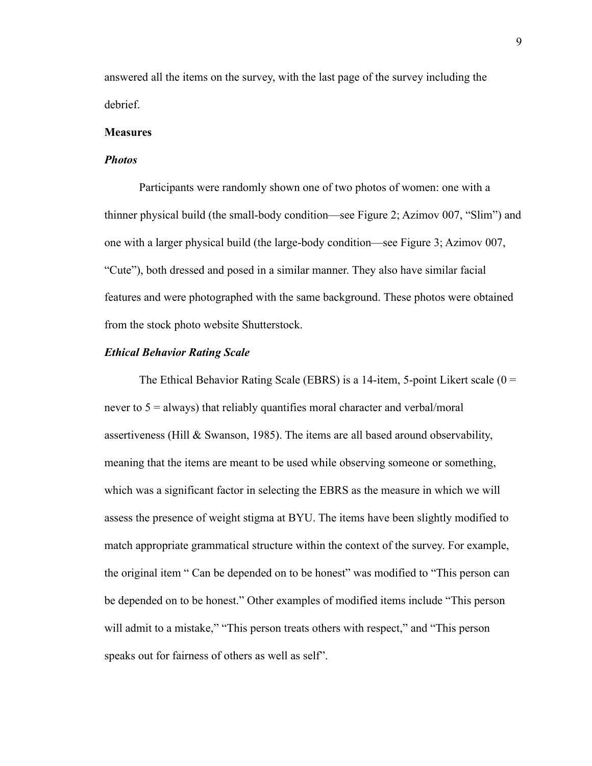answered all the items on the survey, with the last page of the survey including the debrief.

**Measures**

***Photos***

Participants were randomly shown one of two photos of women: one with a thinner physical build (the small-body condition—see Figure 2; Azimov 007, "Slim") and one with a larger physical build (the large-body condition—see Figure 3; Azimov 007, "Cute"), both dressed and posed in a similar manner. They also have similar facial features and were photographed with the same background. These photos were obtained from the stock photo website Shutterstock.

***Ethical Behavior Rating Scale***

The Ethical Behavior Rating Scale (EBRS) is a 14-item, 5-point Likert scale (0 = never to 5 = always) that reliably quantifies moral character and verbal/moral assertiveness (Hill & Swanson, 1985). The items are all based around observability, meaning that the items are meant to be used while observing someone or something, which was a significant factor in selecting the EBRS as the measure in which we will assess the presence of weight stigma at BYU. The items have been slightly modified to match appropriate grammatical structure within the context of the survey. For example, the original item " Can be depended on to be honest" was modified to "This person can be depended on to be honest." Other examples of modified items include "This person will admit to a mistake," "This person treats others with respect," and "This person speaks out for fairness of others as well as self".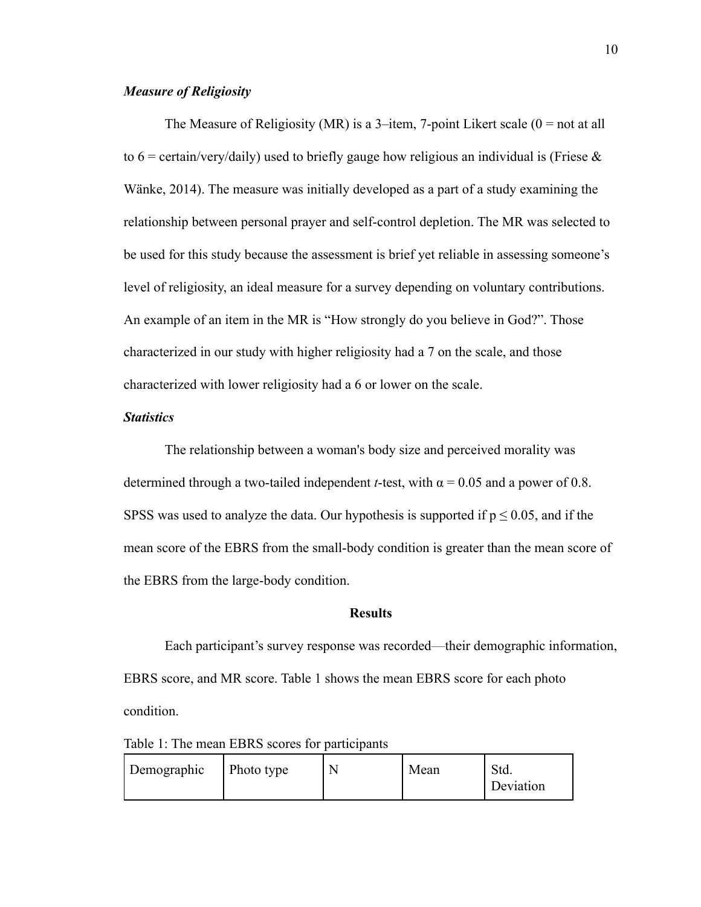### *Measure of Religiosity*

The Measure of Religiosity (MR) is a 3–item, 7-point Likert scale (0 = not at all to 6 = certain/very/daily) used to briefly gauge how religious an individual is (Friese & Wänke, 2014). The measure was initially developed as a part of a study examining the relationship between personal prayer and self-control depletion. The MR was selected to be used for this study because the assessment is brief yet reliable in assessing someone's level of religiosity, an ideal measure for a survey depending on voluntary contributions. An example of an item in the MR is "How strongly do you believe in God?". Those characterized in our study with higher religiosity had a 7 on the scale, and those characterized with lower religiosity had a 6 or lower on the scale.

### *Statistics*

The relationship between a woman's body size and perceived morality was determined through a two-tailed independent *t*-test, with $\alpha = 0.05$ and a power of 0.8. SPSS was used to analyze the data. Our hypothesis is supported if $p \leq 0.05$, and if the mean score of the EBRS from the small-body condition is greater than the mean score of the EBRS from the large-body condition.

## Results

Each participant's survey response was recorded—their demographic information, EBRS score, and MR score. Table 1 shows the mean EBRS score for each photo condition.

Table 1: The mean EBRS scores for participants

| Demographic | Photo type | N | Mean | Std. Deviation |
|---|---|---|---|---|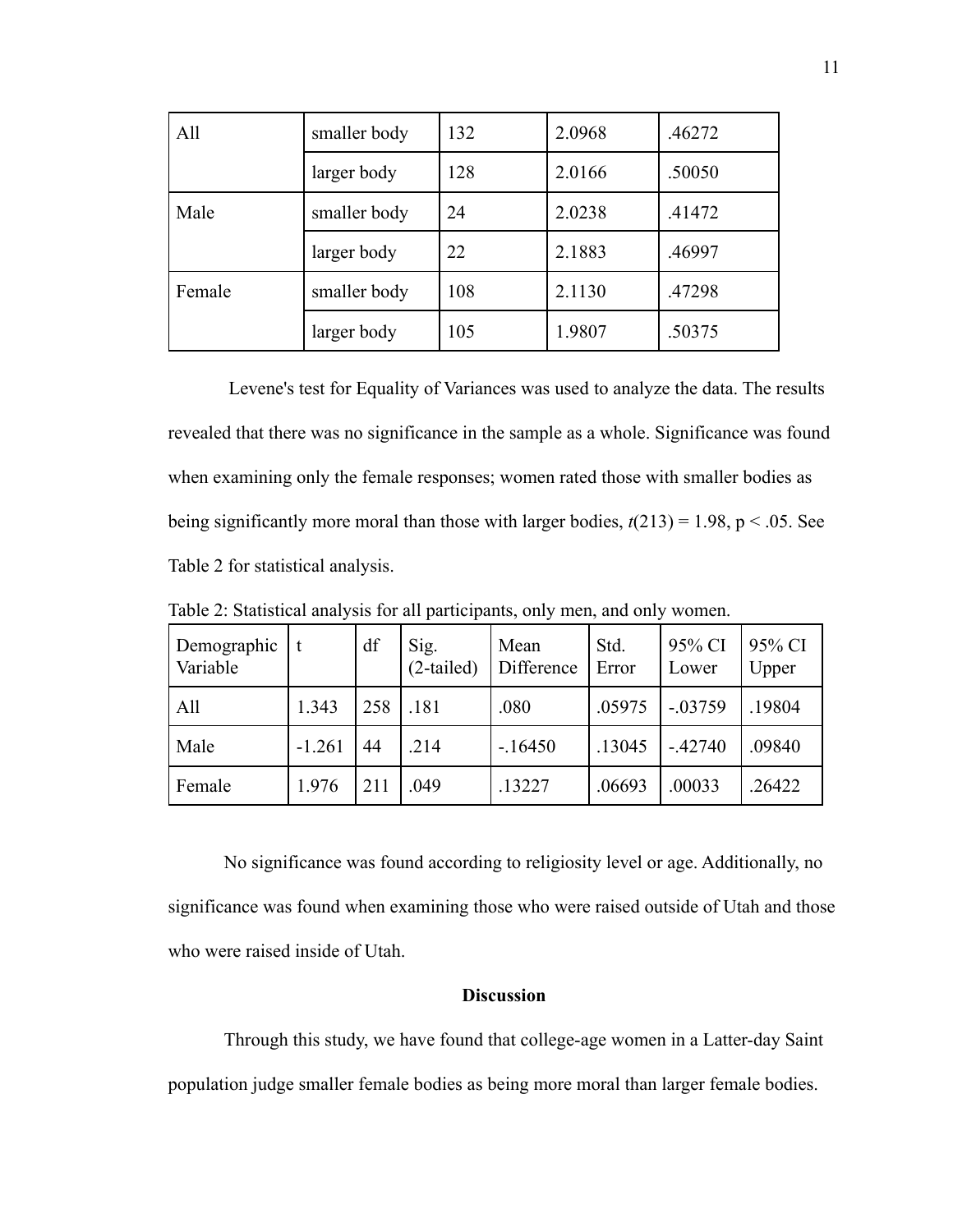| All | smaller body | 132 | 2.0968 | .46272 |
|---|---|---|---|---|
| | larger body | 128 | 2.0166 | .50050 |
| Male | smaller body | 24 | 2.0238 | .41472 |
| | larger body | 22 | 2.1883 | .46997 |
| Female | smaller body | 108 | 2.1130 | .47298 |
| | larger body | 105 | 1.9807 | .50375 |

Levene's test for Equality of Variances was used to analyze the data. The results revealed that there was no significance in the sample as a whole. Significance was found when examining only the female responses; women rated those with smaller bodies as being significantly more moral than those with larger bodies, $t(213) = 1.98$, $p < .05$. See Table 2 for statistical analysis.

Table 2: Statistical analysis for all participants, only men, and only women.

| Demographic Variable | t | df | Sig. (2-tailed) | Mean Difference | Std. Error | 95% CI Lower | 95% CI Upper |
|---|---|---|---|---|---|---|---|
| All | 1.343 | 258 | .181 | .080 | .05975 | -.03759 | .19804 |
| Male | -1.261 | 44 | .214 | -.16450 | .13045 | -.42740 | .09840 |
| Female | 1.976 | 211 | .049 | .13227 | .06693 | .00033 | .26422 |

No significance was found according to religiosity level or age. Additionally, no significance was found when examining those who were raised outside of Utah and those who were raised inside of Utah.

## Discussion

Through this study, we have found that college-age women in a Latter-day Saint population judge smaller female bodies as being more moral than larger female bodies.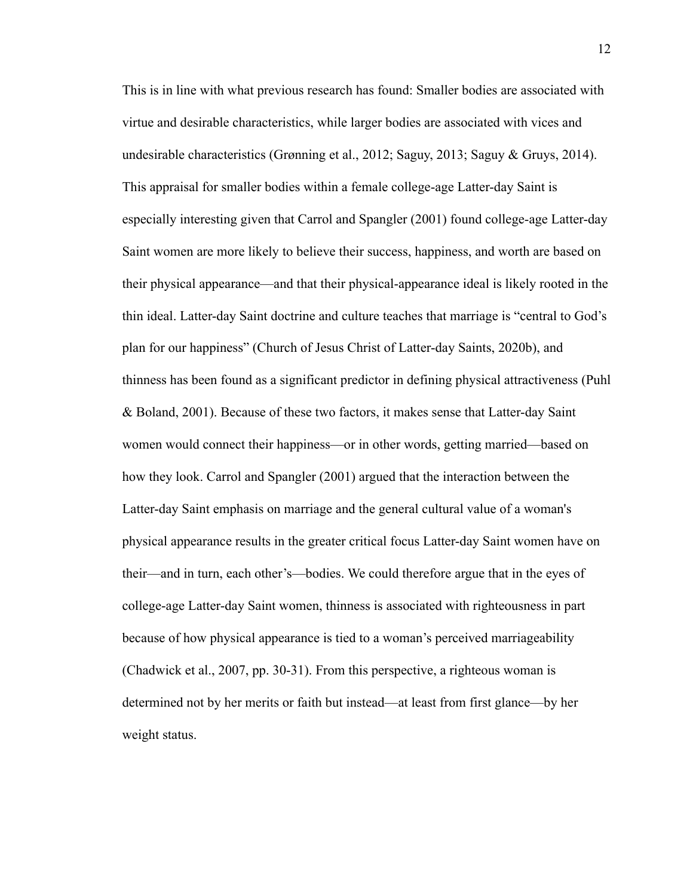This is in line with what previous research has found: Smaller bodies are associated with virtue and desirable characteristics, while larger bodies are associated with vices and undesirable characteristics (Grønning et al., 2012; Saguy, 2013; Saguy & Gruys, 2014). This appraisal for smaller bodies within a female college-age Latter-day Saint is especially interesting given that Carrol and Spangler (2001) found college-age Latter-day Saint women are more likely to believe their success, happiness, and worth are based on their physical appearance—and that their physical-appearance ideal is likely rooted in the thin ideal. Latter-day Saint doctrine and culture teaches that marriage is "central to God's plan for our happiness" (Church of Jesus Christ of Latter-day Saints, 2020b), and thinness has been found as a significant predictor in defining physical attractiveness (Puhl & Boland, 2001). Because of these two factors, it makes sense that Latter-day Saint women would connect their happiness—or in other words, getting married—based on how they look. Carrol and Spangler (2001) argued that the interaction between the Latter-day Saint emphasis on marriage and the general cultural value of a woman's physical appearance results in the greater critical focus Latter-day Saint women have on their—and in turn, each other's—bodies. We could therefore argue that in the eyes of college-age Latter-day Saint women, thinness is associated with righteousness in part because of how physical appearance is tied to a woman's perceived marriageability (Chadwick et al., 2007, pp. 30-31). From this perspective, a righteous woman is determined not by her merits or faith but instead—at least from first glance—by her weight status.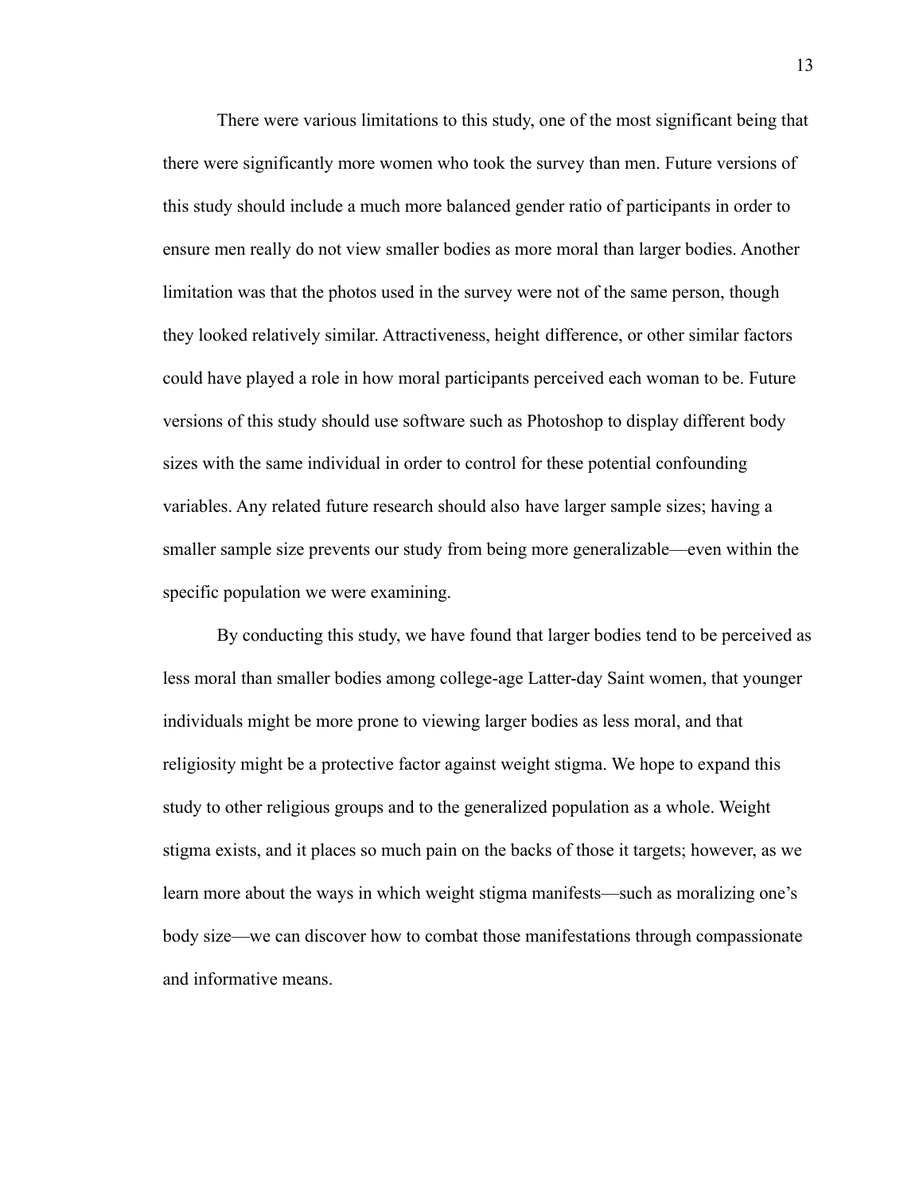There were various limitations to this study, one of the most significant being that there were significantly more women who took the survey than men. Future versions of this study should include a much more balanced gender ratio of participants in order to ensure men really do not view smaller bodies as more moral than larger bodies. Another limitation was that the photos used in the survey were not of the same person, though they looked relatively similar. Attractiveness, height difference, or other similar factors could have played a role in how moral participants perceived each woman to be. Future versions of this study should use software such as Photoshop to display different body sizes with the same individual in order to control for these potential confounding variables. Any related future research should also have larger sample sizes; having a smaller sample size prevents our study from being more generalizable—even within the specific population we were examining.

By conducting this study, we have found that larger bodies tend to be perceived as less moral than smaller bodies among college-age Latter-day Saint women, that younger individuals might be more prone to viewing larger bodies as less moral, and that religiosity might be a protective factor against weight stigma. We hope to expand this study to other religious groups and to the generalized population as a whole. Weight stigma exists, and it places so much pain on the backs of those it targets; however, as we learn more about the ways in which weight stigma manifests—such as moralizing one's body size—we can discover how to combat those manifestations through compassionate and informative means.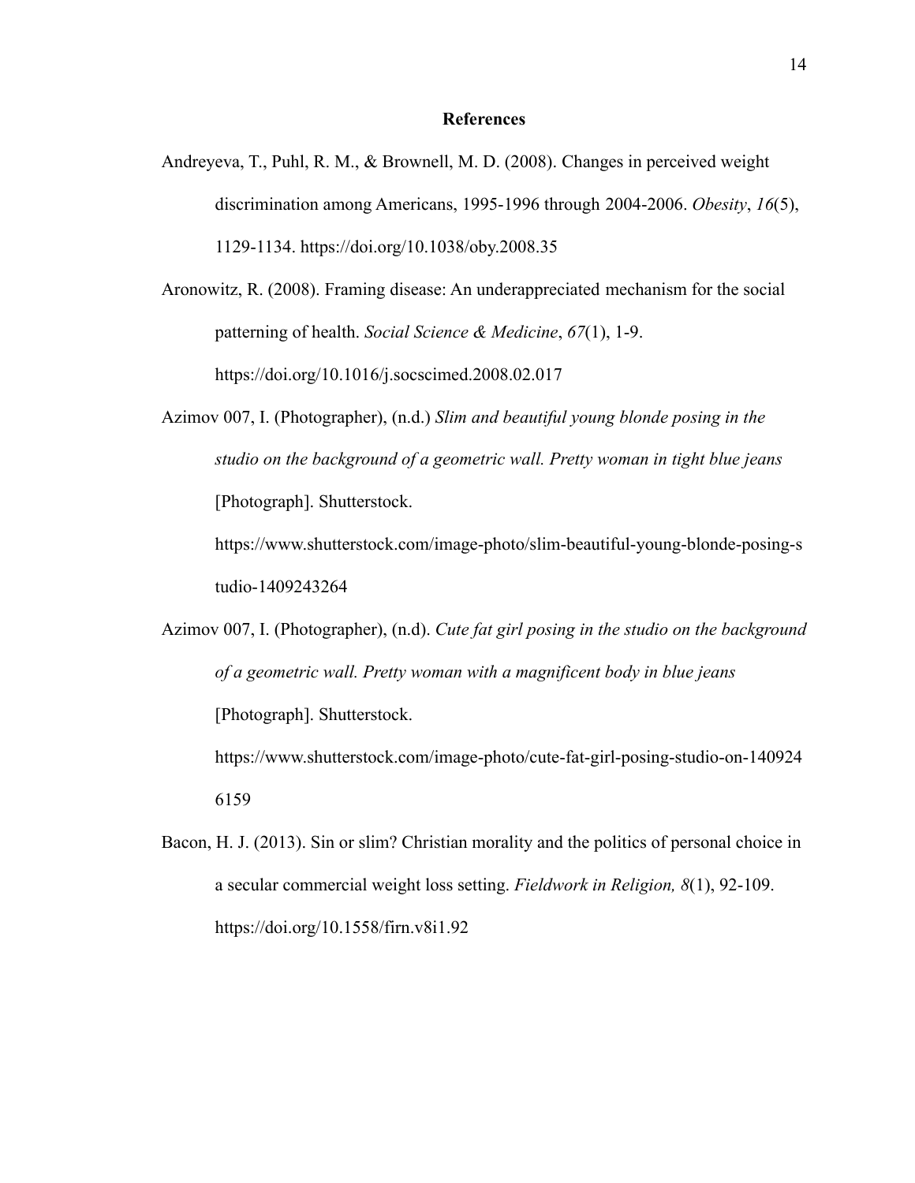**References**

Andreyeva, T., Puhl, R. M., & Brownell, M. D. (2008). Changes in perceived weight discrimination among Americans, 1995-1996 through 2004-2006. *Obesity*, *16*(5), 1129-1134. https://doi.org/10.1038/oby.2008.35

Aronowitz, R. (2008). Framing disease: An underappreciated mechanism for the social patterning of health. *Social Science & Medicine*, *67*(1), 1-9. https://doi.org/10.1016/j.socscimed.2008.02.017

Azimov 007, I. (Photographer), (n.d.) *Slim and beautiful young blonde posing in the studio on the background of a geometric wall. Pretty woman in tight blue jeans* [Photograph]. Shutterstock. https://www.shutterstock.com/image-photo/slim-beautiful-young-blonde-posing-studio-1409243264

Azimov 007, I. (Photographer), (n.d). *Cute fat girl posing in the studio on the background of a geometric wall. Pretty woman with a magnificent body in blue jeans* [Photograph]. Shutterstock. https://www.shutterstock.com/image-photo/cute-fat-girl-posing-studio-on-1409246159

Bacon, H. J. (2013). Sin or slim? Christian morality and the politics of personal choice in a secular commercial weight loss setting. *Fieldwork in Religion, 8*(1), 92-109. https://doi.org/10.1558/firn.v8i1.92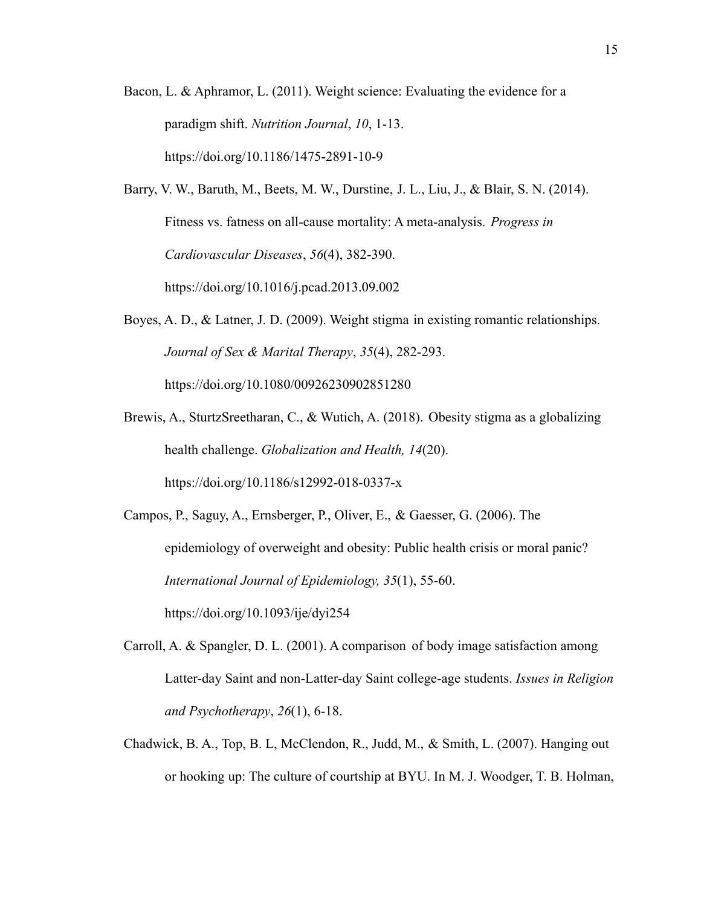Bacon, L. & Aphramor, L. (2011). Weight science: Evaluating the evidence for a paradigm shift. *Nutrition Journal*, *10*, 1-13. https://doi.org/10.1186/1475-2891-10-9

Barry, V. W., Baruth, M., Beets, M. W., Durstine, J. L., Liu, J., & Blair, S. N. (2014). Fitness vs. fatness on all-cause mortality: A meta-analysis. *Progress in Cardiovascular Diseases*, *56*(4), 382-390. https://doi.org/10.1016/j.pcad.2013.09.002

Boyes, A. D., & Latner, J. D. (2009). Weight stigma in existing romantic relationships. *Journal of Sex & Marital Therapy*, *35*(4), 282-293. https://doi.org/10.1080/00926230902851280

Brewis, A., SturtzSreetharan, C., & Wutich, A. (2018). Obesity stigma as a globalizing health challenge. *Globalization and Health, 14*(20). https://doi.org/10.1186/s12992-018-0337-x

Campos, P., Saguy, A., Ernsberger, P., Oliver, E., & Gaesser, G. (2006). The epidemiology of overweight and obesity: Public health crisis or moral panic? *International Journal of Epidemiology, 35*(1), 55-60. https://doi.org/10.1093/ije/dyi254

Carroll, A. & Spangler, D. L. (2001). A comparison of body image satisfaction among Latter-day Saint and non-Latter-day Saint college-age students. *Issues in Religion and Psychotherapy*, *26*(1), 6-18.

Chadwick, B. A., Top, B. L, McClendon, R., Judd, M., & Smith, L. (2007). Hanging out or hooking up: The culture of courtship at BYU. In M. J. Woodger, T. B. Holman,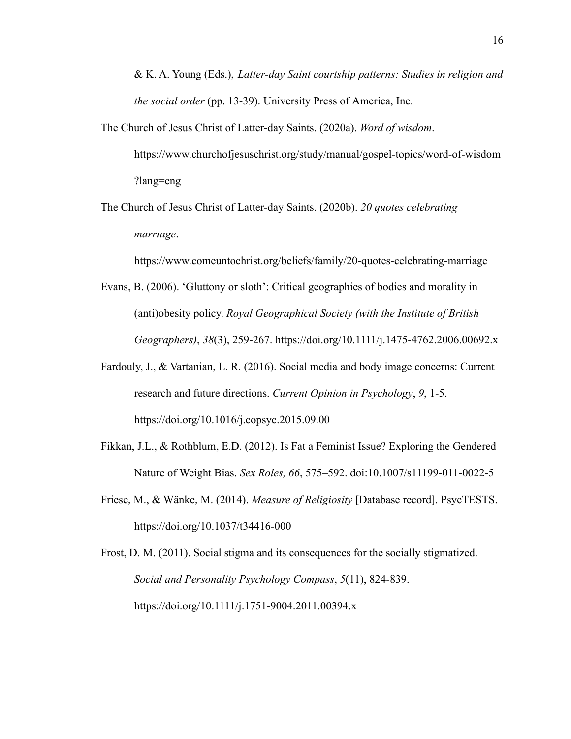& K. A. Young (Eds.), *Latter-day Saint courtship patterns: Studies in religion and the social order* (pp. 13-39). University Press of America, Inc.

The Church of Jesus Christ of Latter-day Saints. (2020a). *Word of wisdom*. https://www.churchofjesuschrist.org/study/manual/gospel-topics/word-of-wisdom?lang=eng

The Church of Jesus Christ of Latter-day Saints. (2020b). *20 quotes celebrating marriage*. https://www.comeuntochrist.org/beliefs/family/20-quotes-celebrating-marriage

Evans, B. (2006). 'Gluttony or sloth': Critical geographies of bodies and morality in (anti)obesity policy. *Royal Geographical Society (with the Institute of British Geographers)*, *38*(3), 259-267. https://doi.org/10.1111/j.1475-4762.2006.00692.x

Fardouly, J., & Vartanian, L. R. (2016). Social media and body image concerns: Current research and future directions. *Current Opinion in Psychology*, *9*, 1-5. https://doi.org/10.1016/j.copsyc.2015.09.00

Fikkan, J.L., & Rothblum, E.D. (2012). Is Fat a Feminist Issue? Exploring the Gendered Nature of Weight Bias. *Sex Roles, 66*, 575–592. doi:10.1007/s11199-011-0022-5

Friese, M., & Wänke, M. (2014). *Measure of Religiosity* [Database record]. PsycTESTS. https://doi.org/10.1037/t34416-000

Frost, D. M. (2011). Social stigma and its consequences for the socially stigmatized. *Social and Personality Psychology Compass*, *5*(11), 824-839. https://doi.org/10.1111/j.1751-9004.2011.00394.x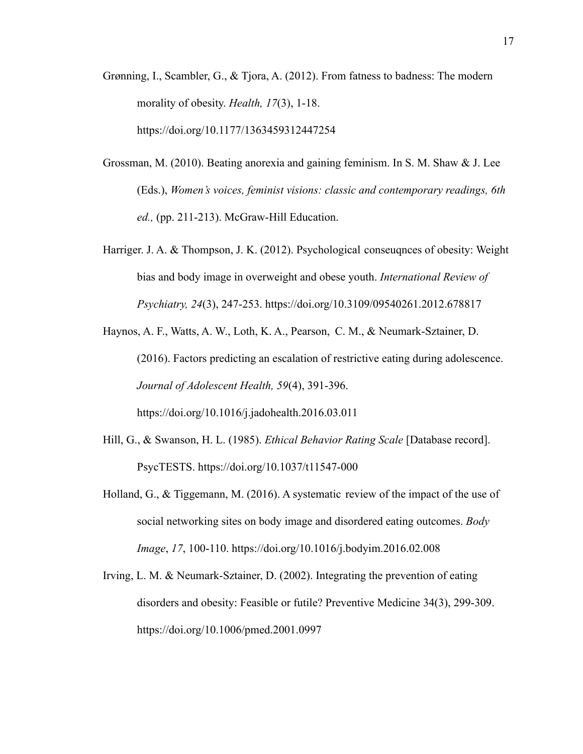Grønning, I., Scambler, G., & Tjora, A. (2012). From fatness to badness: The modern morality of obesity. *Health, 17*(3), 1-18. https://doi.org/10.1177/1363459312447254

Grossman, M. (2010). Beating anorexia and gaining feminism. In S. M. Shaw & J. Lee (Eds.), *Women's voices, feminist visions: classic and contemporary readings, 6th ed.,* (pp. 211-213). McGraw-Hill Education.

Harriger. J. A. & Thompson, J. K. (2012). Psychological conseuqnces of obesity: Weight bias and body image in overweight and obese youth. *International Review of Psychiatry, 24*(3), 247-253. https://doi.org/10.3109/09540261.2012.678817

Haynos, A. F., Watts, A. W., Loth, K. A., Pearson, C. M., & Neumark-Sztainer, D. (2016). Factors predicting an escalation of restrictive eating during adolescence. *Journal of Adolescent Health, 59*(4), 391-396. https://doi.org/10.1016/j.jadohealth.2016.03.011

Hill, G., & Swanson, H. L. (1985). *Ethical Behavior Rating Scale* [Database record]. PsycTESTS. https://doi.org/10.1037/t11547-000

Holland, G., & Tiggemann, M. (2016). A systematic review of the impact of the use of social networking sites on body image and disordered eating outcomes. *Body Image*, *17*, 100-110. https://doi.org/10.1016/j.bodyim.2016.02.008

Irving, L. M. & Neumark-Sztainer, D. (2002). Integrating the prevention of eating disorders and obesity: Feasible or futile? Preventive Medicine 34(3), 299-309. https://doi.org/10.1006/pmed.2001.0997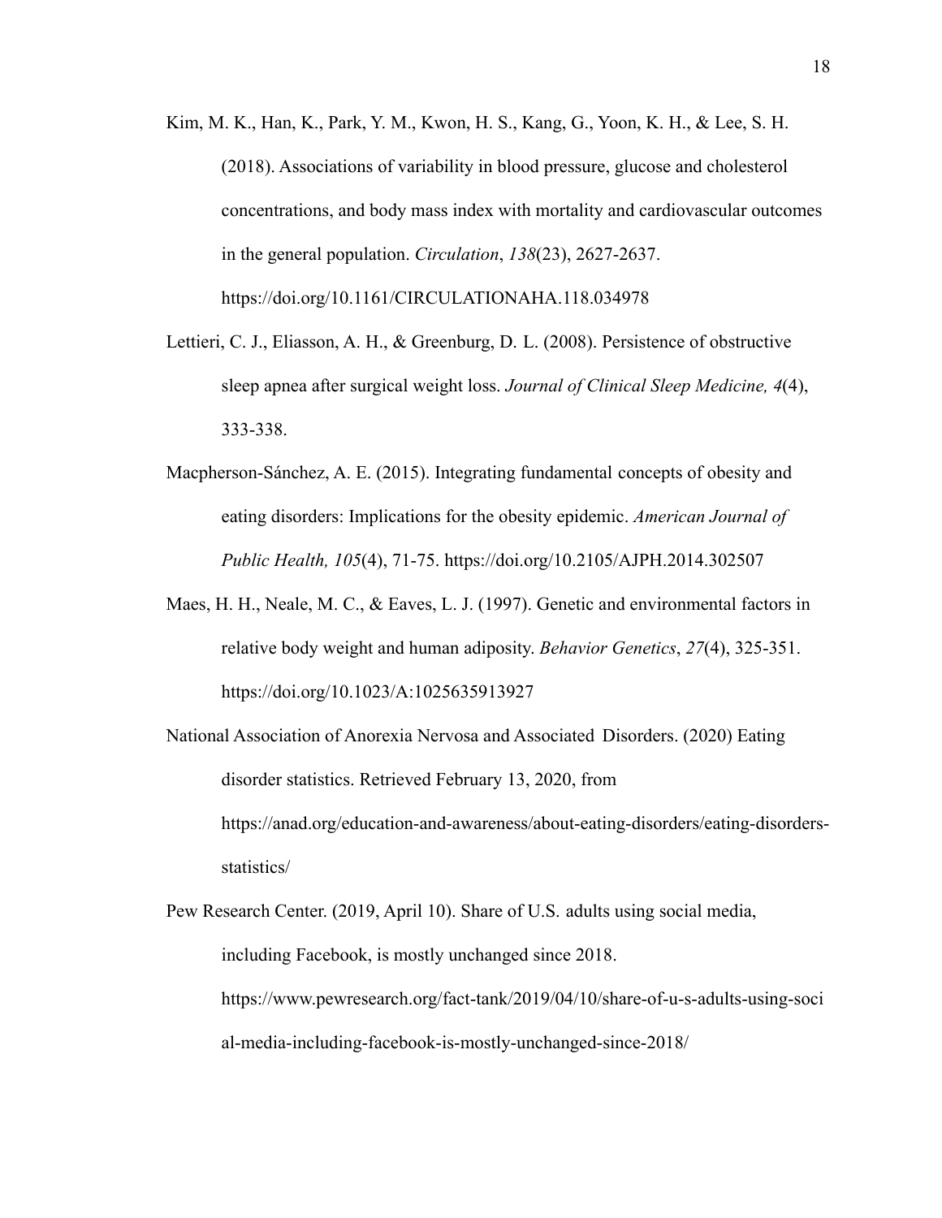Kim, M. K., Han, K., Park, Y. M., Kwon, H. S., Kang, G., Yoon, K. H., & Lee, S. H. (2018). Associations of variability in blood pressure, glucose and cholesterol concentrations, and body mass index with mortality and cardiovascular outcomes in the general population. *Circulation*, *138*(23), 2627-2637. https://doi.org/10.1161/CIRCULATIONAHA.118.034978

Lettieri, C. J., Eliasson, A. H., & Greenburg, D. L. (2008). Persistence of obstructive sleep apnea after surgical weight loss. *Journal of Clinical Sleep Medicine, 4*(4), 333-338.

Macpherson-Sánchez, A. E. (2015). Integrating fundamental concepts of obesity and eating disorders: Implications for the obesity epidemic. *American Journal of Public Health, 105*(4), 71-75. https://doi.org/10.2105/AJPH.2014.302507

Maes, H. H., Neale, M. C., & Eaves, L. J. (1997). Genetic and environmental factors in relative body weight and human adiposity. *Behavior Genetics*, *27*(4), 325-351. https://doi.org/10.1023/A:1025635913927

National Association of Anorexia Nervosa and Associated Disorders. (2020) Eating disorder statistics. Retrieved February 13, 2020, from https://anad.org/education-and-awareness/about-eating-disorders/eating-disorders-statistics/

Pew Research Center. (2019, April 10). Share of U.S. adults using social media, including Facebook, is mostly unchanged since 2018. https://www.pewresearch.org/fact-tank/2019/04/10/share-of-u-s-adults-using-social-media-including-facebook-is-mostly-unchanged-since-2018/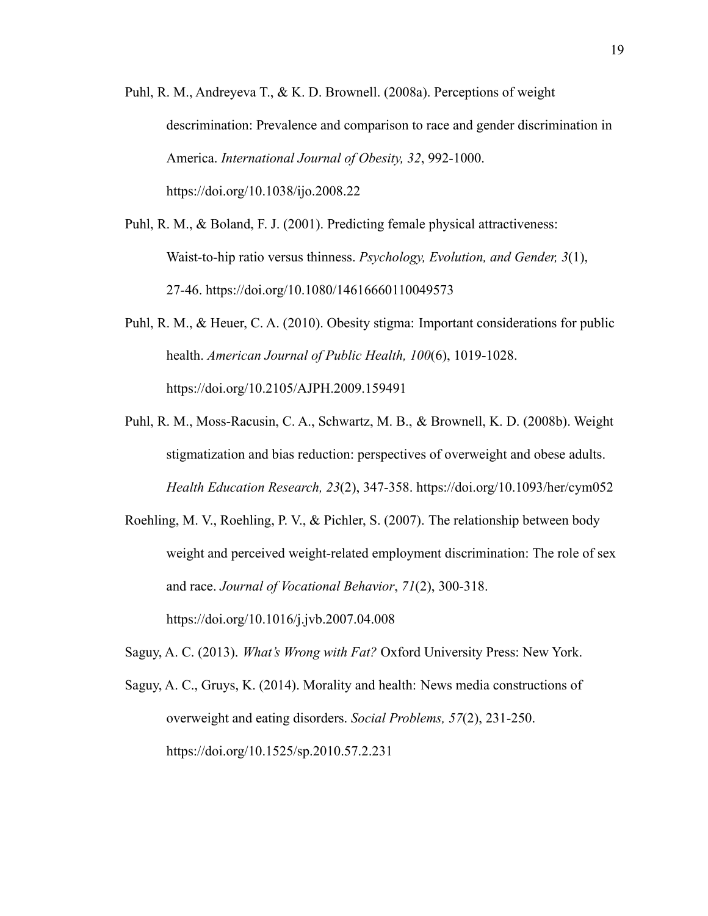Puhl, R. M., Andreyeva T., & K. D. Brownell. (2008a). Perceptions of weight descrimination: Prevalence and comparison to race and gender discrimination in America. *International Journal of Obesity, 32*, 992-1000. https://doi.org/10.1038/ijo.2008.22

Puhl, R. M., & Boland, F. J. (2001). Predicting female physical attractiveness: Waist-to-hip ratio versus thinness. *Psychology, Evolution, and Gender, 3*(1), 27-46. https://doi.org/10.1080/14616660110049573

Puhl, R. M., & Heuer, C. A. (2010). Obesity stigma: Important considerations for public health. *American Journal of Public Health, 100*(6), 1019-1028. https://doi.org/10.2105/AJPH.2009.159491

Puhl, R. M., Moss-Racusin, C. A., Schwartz, M. B., & Brownell, K. D. (2008b). Weight stigmatization and bias reduction: perspectives of overweight and obese adults. *Health Education Research, 23*(2), 347-358. https://doi.org/10.1093/her/cym052

Roehling, M. V., Roehling, P. V., & Pichler, S. (2007). The relationship between body weight and perceived weight-related employment discrimination: The role of sex and race. *Journal of Vocational Behavior*, *71*(2), 300-318. https://doi.org/10.1016/j.jvb.2007.04.008

Saguy, A. C. (2013). *What's Wrong with Fat?* Oxford University Press: New York.

Saguy, A. C., Gruys, K. (2014). Morality and health: News media constructions of overweight and eating disorders. *Social Problems, 57*(2), 231-250. https://doi.org/10.1525/sp.2010.57.2.231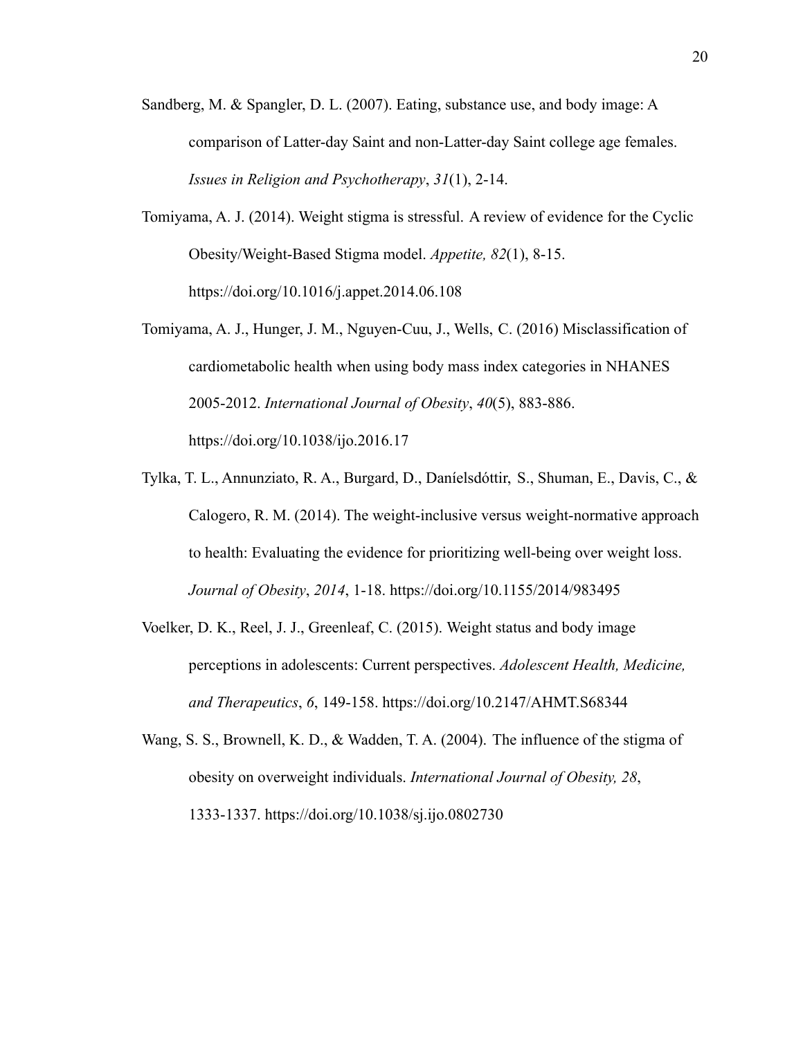Sandberg, M. & Spangler, D. L. (2007). Eating, substance use, and body image: A comparison of Latter-day Saint and non-Latter-day Saint college age females. *Issues in Religion and Psychotherapy*, *31*(1), 2-14.

Tomiyama, A. J. (2014). Weight stigma is stressful. A review of evidence for the Cyclic Obesity/Weight-Based Stigma model. *Appetite, 82*(1), 8-15. https://doi.org/10.1016/j.appet.2014.06.108

Tomiyama, A. J., Hunger, J. M., Nguyen-Cuu, J., Wells, C. (2016) Misclassification of cardiometabolic health when using body mass index categories in NHANES 2005-2012. *International Journal of Obesity*, *40*(5), 883-886. https://doi.org/10.1038/ijo.2016.17

Tylka, T. L., Annunziato, R. A., Burgard, D., Daníelsdóttir, S., Shuman, E., Davis, C., & Calogero, R. M. (2014). The weight-inclusive versus weight-normative approach to health: Evaluating the evidence for prioritizing well-being over weight loss. *Journal of Obesity*, *2014*, 1-18. https://doi.org/10.1155/2014/983495

Voelker, D. K., Reel, J. J., Greenleaf, C. (2015). Weight status and body image perceptions in adolescents: Current perspectives. *Adolescent Health, Medicine, and Therapeutics*, *6*, 149-158. https://doi.org/10.2147/AHMT.S68344

Wang, S. S., Brownell, K. D., & Wadden, T. A. (2004). The influence of the stigma of obesity on overweight individuals. *International Journal of Obesity, 28*, 1333-1337. https://doi.org/10.1038/sj.ijo.0802730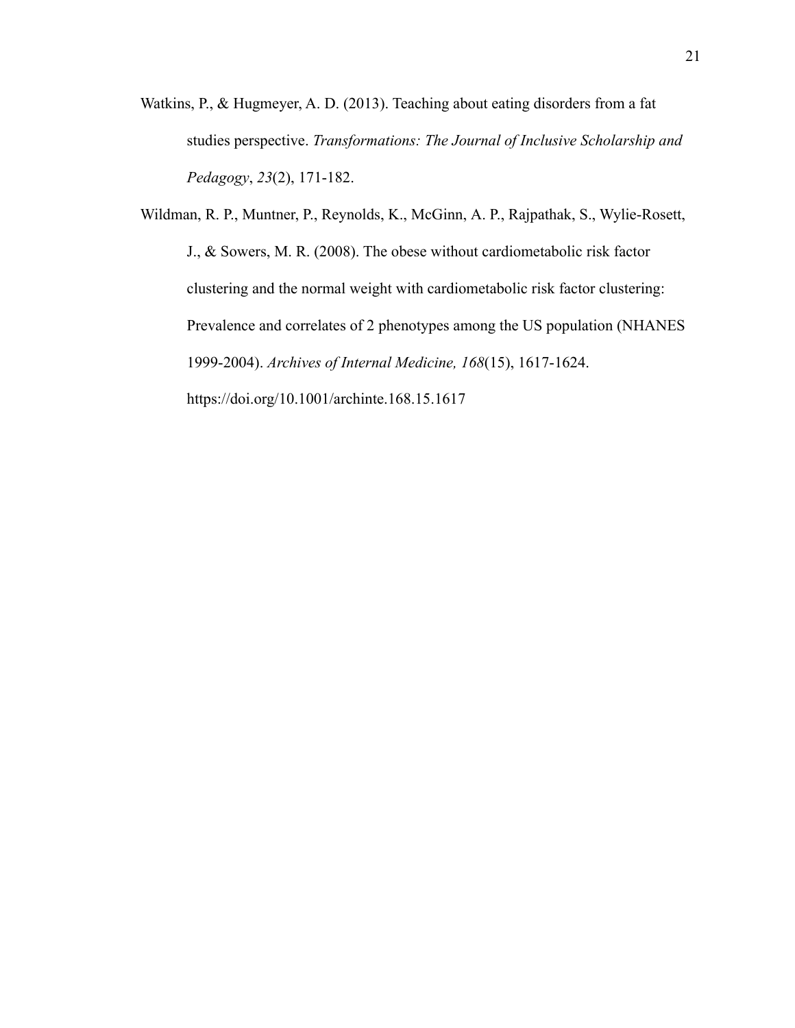Watkins, P., & Hugmeyer, A. D. (2013). Teaching about eating disorders from a fat studies perspective. *Transformations: The Journal of Inclusive Scholarship and Pedagogy*, *23*(2), 171-182.

Wildman, R. P., Muntner, P., Reynolds, K., McGinn, A. P., Rajpathak, S., Wylie-Rosett, J., & Sowers, M. R. (2008). The obese without cardiometabolic risk factor clustering and the normal weight with cardiometabolic risk factor clustering: Prevalence and correlates of 2 phenotypes among the US population (NHANES 1999-2004). *Archives of Internal Medicine, 168*(15), 1617-1624. https://doi.org/10.1001/archinte.168.15.1617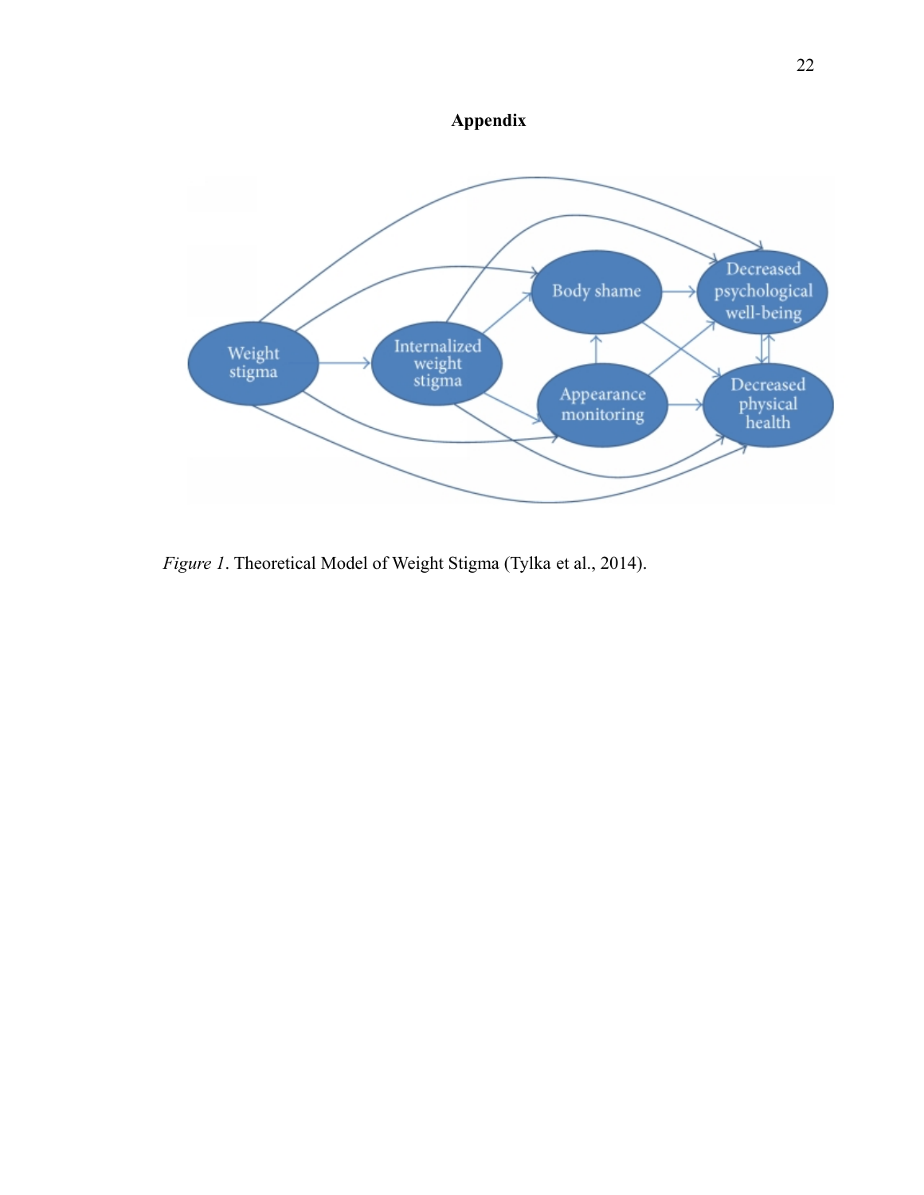**Appendix**

*Figure 1*. Theoretical Model of Weight Stigma (Tylka et al., 2014).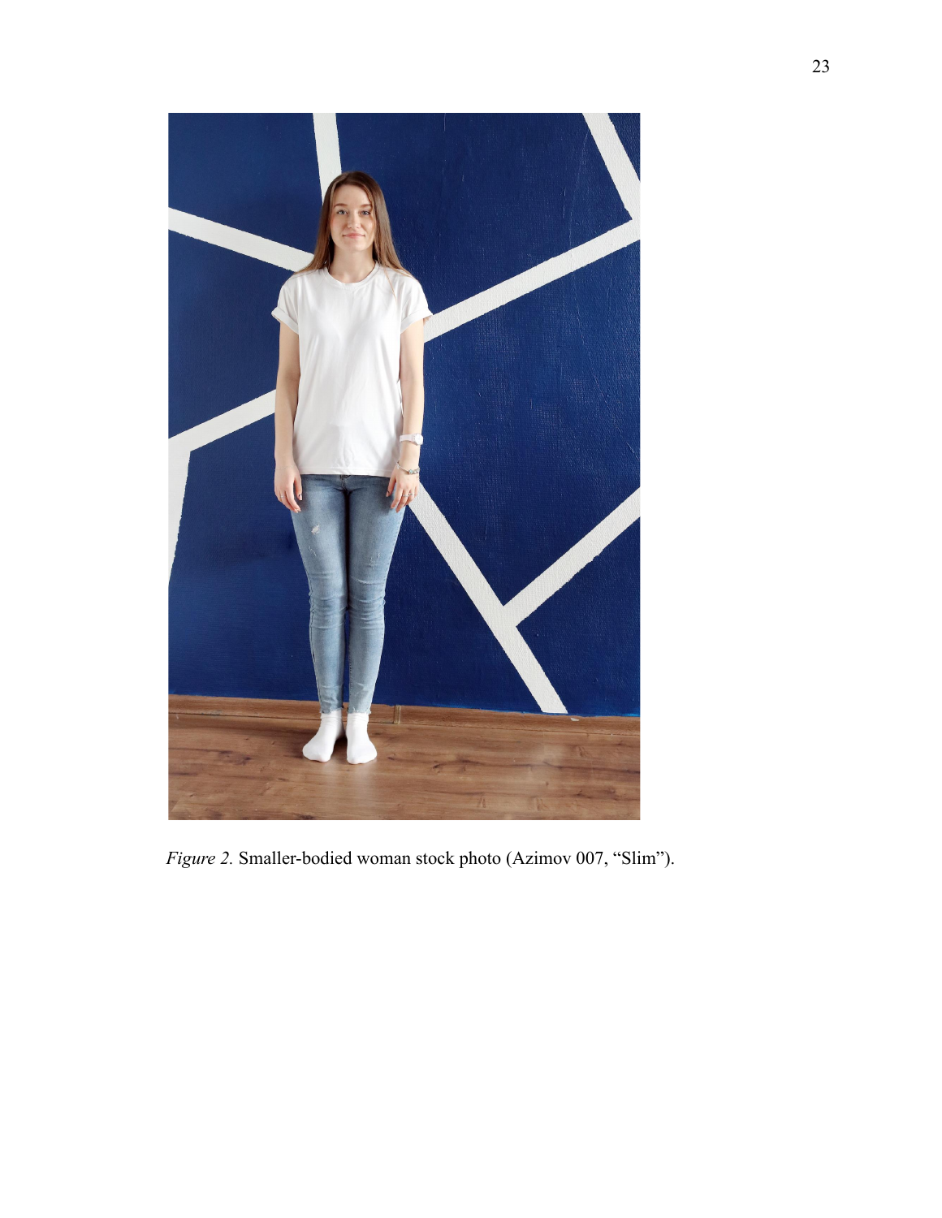*Figure 2.* Smaller-bodied woman stock photo (Azimov 007, "Slim").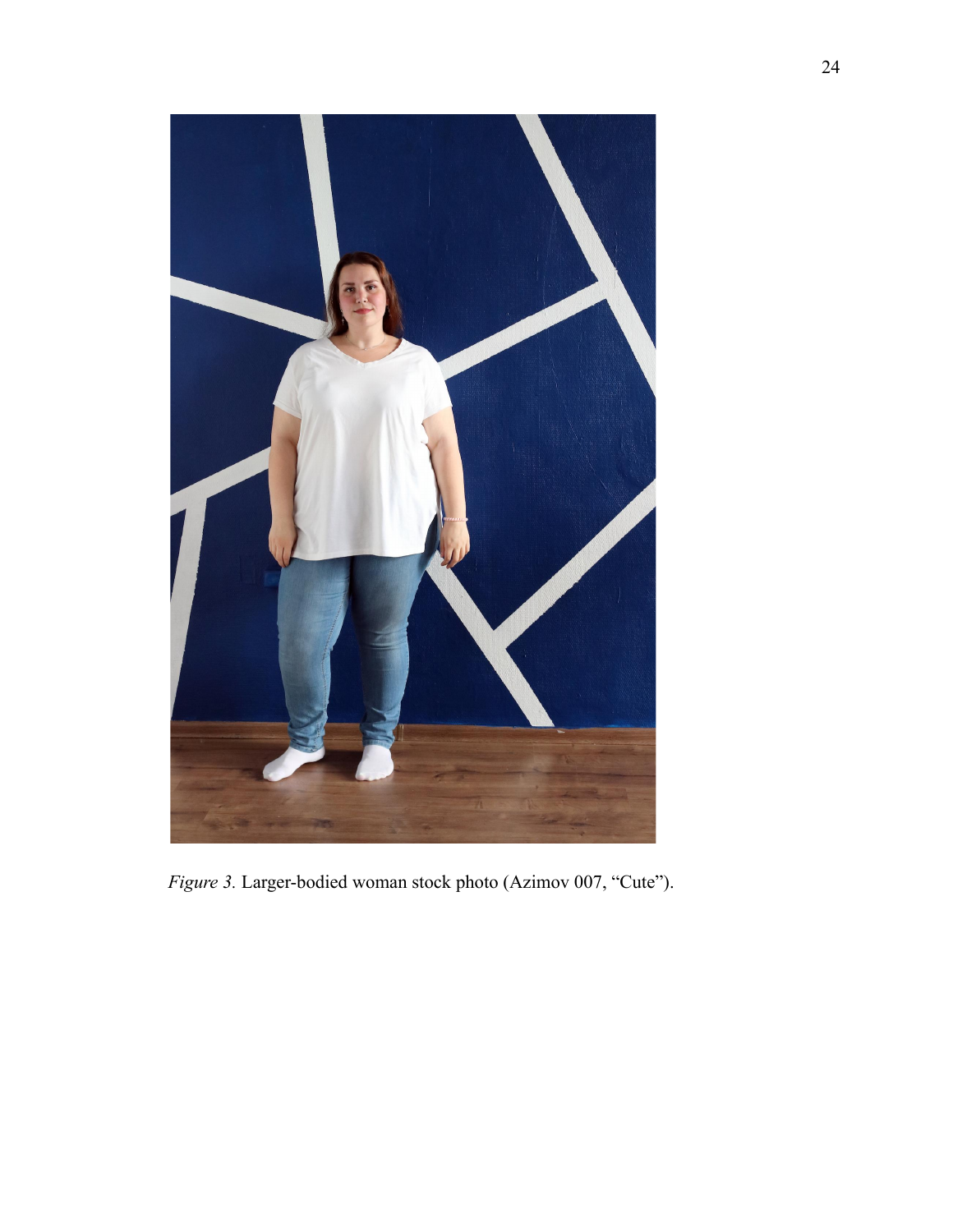*Figure 3.* Larger-bodied woman stock photo (Azimov 007, "Cute").